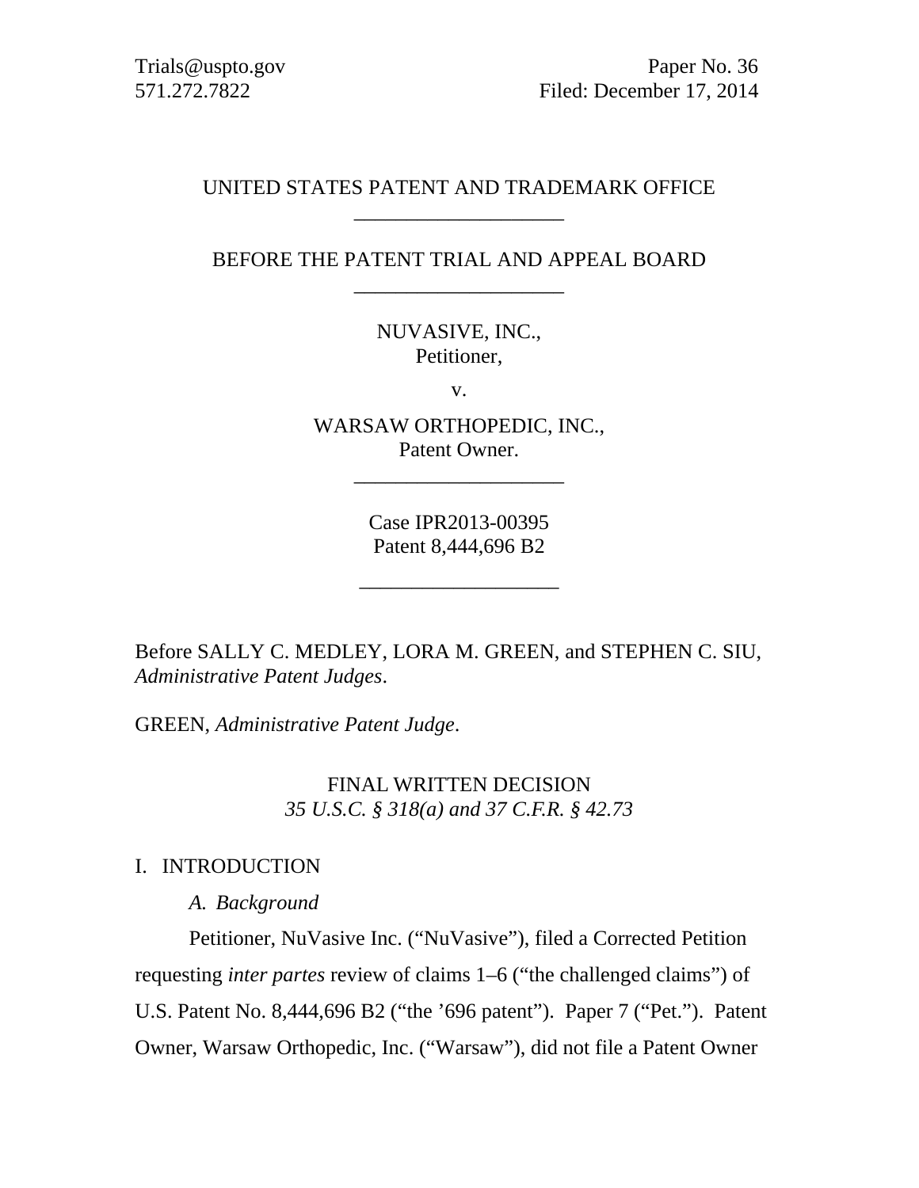Trials@uspto.gov
571.272.7822

Paper No. 36
Filed: December 17, 2014

UNITED STATES PATENT AND TRADEMARK OFFICE

BEFORE THE PATENT TRIAL AND APPEAL BOARD

NUVASIVE, INC.,
Petitioner,

v.

WARSAW ORTHOPEDIC, INC.,
Patent Owner.

Case IPR2013-00395
Patent 8,444,696 B2

Before SALLY C. MEDLEY, LORA M. GREEN, and STEPHEN C. SIU, *Administrative Patent Judges*.

GREEN, *Administrative Patent Judge*.

FINAL WRITTEN DECISION
*35 U.S.C. § 318(a) and 37 C.F.R. § 42.73*

# I. INTRODUCTION

## *A. Background*

Petitioner, NuVasive Inc. ("NuVasive"), filed a Corrected Petition requesting *inter partes* review of claims 1–6 ("the challenged claims") of U.S. Patent No. 8,444,696 B2 ("the '696 patent"). Paper 7 ("Pet."). Patent Owner, Warsaw Orthopedic, Inc. ("Warsaw"), did not file a Patent Owner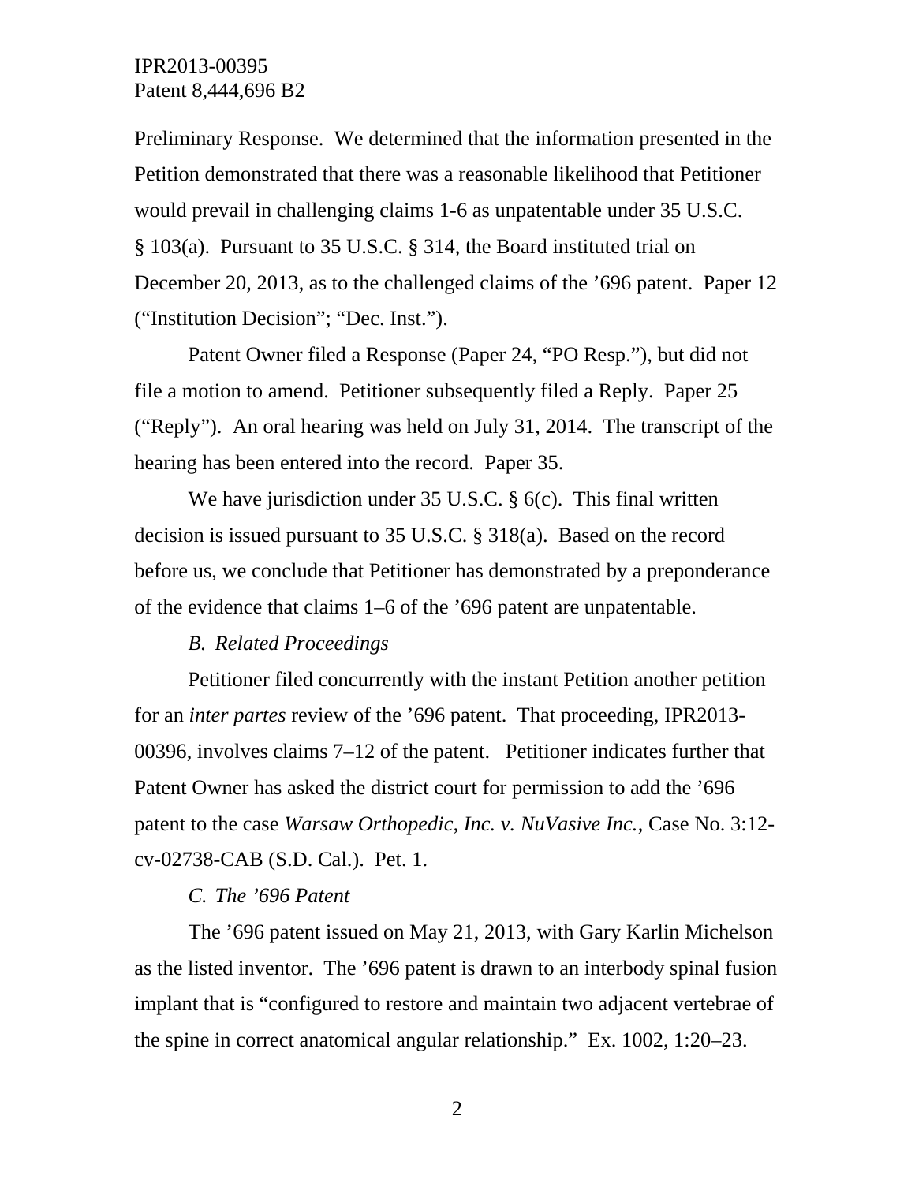Preliminary Response. We determined that the information presented in the Petition demonstrated that there was a reasonable likelihood that Petitioner would prevail in challenging claims 1-6 as unpatentable under 35 U.S.C. § 103(a). Pursuant to 35 U.S.C. § 314, the Board instituted trial on December 20, 2013, as to the challenged claims of the ’696 patent. Paper 12 (“Institution Decision”; “Dec. Inst.”).

Patent Owner filed a Response (Paper 24, “PO Resp.”), but did not file a motion to amend. Petitioner subsequently filed a Reply. Paper 25 (“Reply”). An oral hearing was held on July 31, 2014. The transcript of the hearing has been entered into the record. Paper 35.

We have jurisdiction under 35 U.S.C. § 6(c). This final written decision is issued pursuant to 35 U.S.C. § 318(a). Based on the record before us, we conclude that Petitioner has demonstrated by a preponderance of the evidence that claims 1–6 of the ’696 patent are unpatentable.

### *B. Related Proceedings*

Petitioner filed concurrently with the instant Petition another petition for an *inter partes* review of the ’696 patent. That proceeding, IPR2013-00396, involves claims 7–12 of the patent. Petitioner indicates further that Patent Owner has asked the district court for permission to add the ’696 patent to the case *Warsaw Orthopedic, Inc. v. NuVasive Inc.*, Case No. 3:12-cv-02738-CAB (S.D. Cal.). Pet. 1.

### *C. The ’696 Patent*

The ’696 patent issued on May 21, 2013, with Gary Karlin Michelson as the listed inventor. The ’696 patent is drawn to an interbody spinal fusion implant that is “configured to restore and maintain two adjacent vertebrae of the spine in correct anatomical angular relationship.” Ex. 1002, 1:20–23.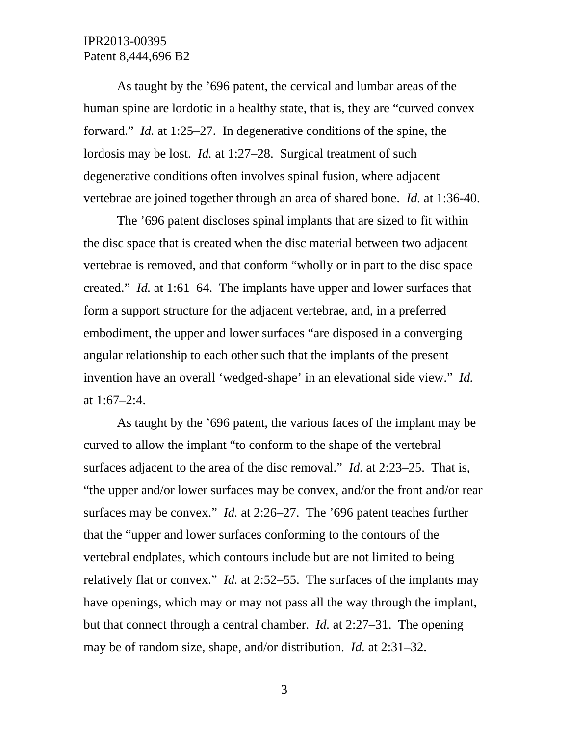As taught by the ’696 patent, the cervical and lumbar areas of the human spine are lordotic in a healthy state, that is, they are “curved convex forward.” *Id.* at 1:25–27. In degenerative conditions of the spine, the lordosis may be lost. *Id.* at 1:27–28. Surgical treatment of such degenerative conditions often involves spinal fusion, where adjacent vertebrae are joined together through an area of shared bone. *Id.* at 1:36-40.

The ’696 patent discloses spinal implants that are sized to fit within the disc space that is created when the disc material between two adjacent vertebrae is removed, and that conform “wholly or in part to the disc space created.” *Id.* at 1:61–64. The implants have upper and lower surfaces that form a support structure for the adjacent vertebrae, and, in a preferred embodiment, the upper and lower surfaces “are disposed in a converging angular relationship to each other such that the implants of the present invention have an overall ‘wedged-shape’ in an elevational side view.” *Id.* at 1:67–2:4.

As taught by the ’696 patent, the various faces of the implant may be curved to allow the implant “to conform to the shape of the vertebral surfaces adjacent to the area of the disc removal.” *Id.* at 2:23–25. That is, “the upper and/or lower surfaces may be convex, and/or the front and/or rear surfaces may be convex.” *Id.* at 2:26–27. The ’696 patent teaches further that the “upper and lower surfaces conforming to the contours of the vertebral endplates, which contours include but are not limited to being relatively flat or convex.” *Id.* at 2:52–55. The surfaces of the implants may have openings, which may or may not pass all the way through the implant, but that connect through a central chamber. *Id.* at 2:27–31. The opening may be of random size, shape, and/or distribution. *Id.* at 2:31–32.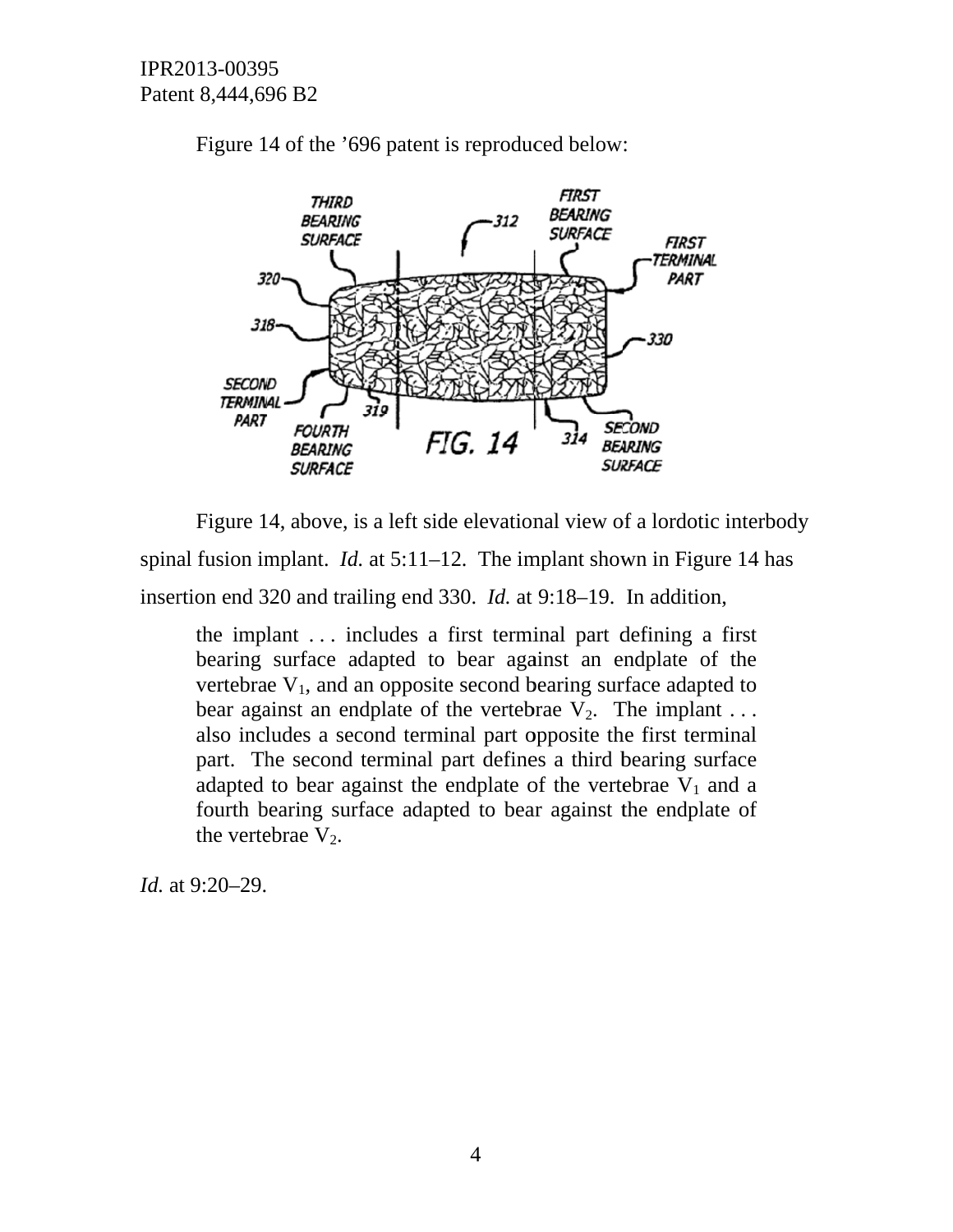Figure 14 of the '696 patent is reproduced below:

Figure 14, above, is a left side elevational view of a lordotic interbody spinal fusion implant. *Id.* at 5:11–12. The implant shown in Figure 14 has insertion end 320 and trailing end 330. *Id.* at 9:18–19. In addition,

> the implant . . . includes a first terminal part defining a first bearing surface adapted to bear against an endplate of the vertebrae $V_1$, and an opposite second bearing surface adapted to bear against an endplate of the vertebrae $V_2$. The implant . . . also includes a second terminal part opposite the first terminal part. The second terminal part defines a third bearing surface adapted to bear against the endplate of the vertebrae $V_1$ and a fourth bearing surface adapted to bear against the endplate of the vertebrae $V_2$.

*Id.* at 9:20–29.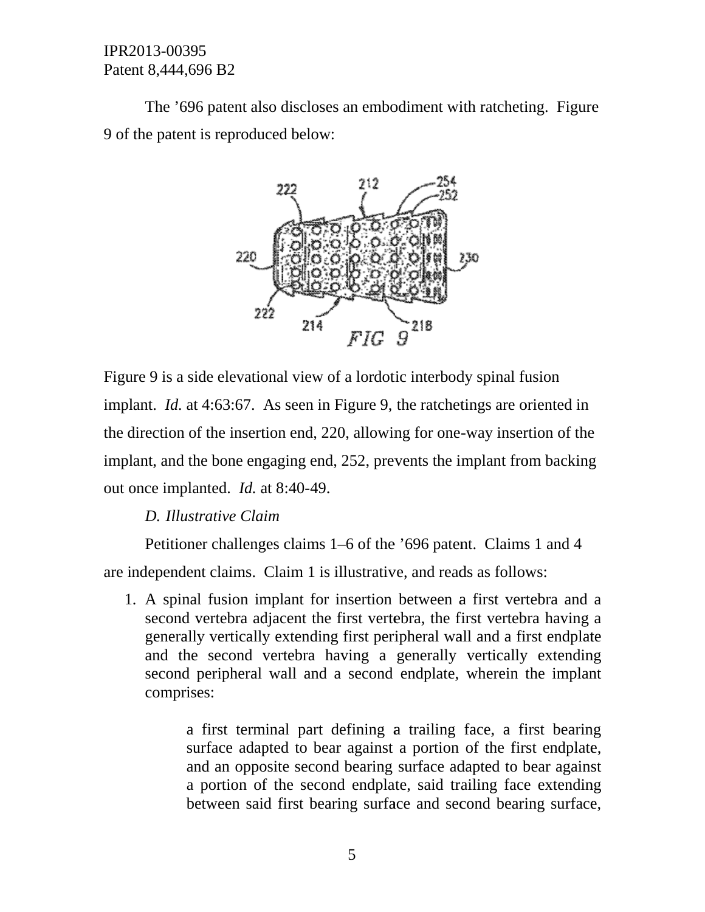The ’696 patent also discloses an embodiment with ratcheting. Figure 9 of the patent is reproduced below:

Figure 9 is a side elevational view of a lordotic interbody spinal fusion implant. *Id.* at 4:63:67. As seen in Figure 9, the ratchetings are oriented in the direction of the insertion end, 220, allowing for one-way insertion of the implant, and the bone engaging end, 252, prevents the implant from backing out once implanted. *Id.* at 8:40-49.

*D. Illustrative Claim*

Petitioner challenges claims 1–6 of the ’696 patent. Claims 1 and 4 are independent claims. Claim 1 is illustrative, and reads as follows:

1. A spinal fusion implant for insertion between a first vertebra and a second vertebra adjacent the first vertebra, the first vertebra having a generally vertically extending first peripheral wall and a first endplate and the second vertebra having a generally vertically extending second peripheral wall and a second endplate, wherein the implant comprises:

    a first terminal part defining a trailing face, a first bearing surface adapted to bear against a portion of the first endplate, and an opposite second bearing surface adapted to bear against a portion of the second endplate, said trailing face extending between said first bearing surface and second bearing surface,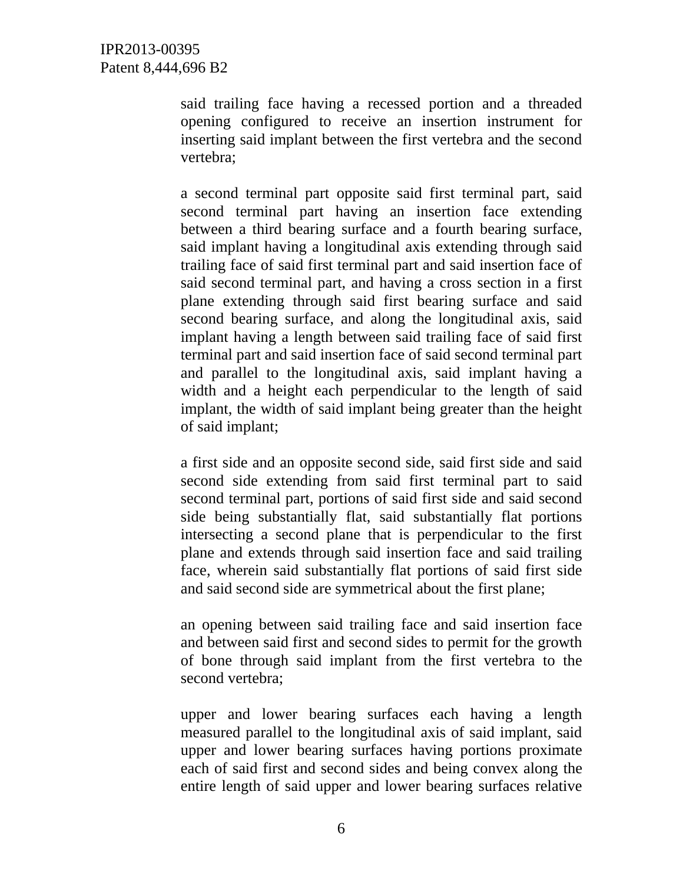said trailing face having a recessed portion and a threaded opening configured to receive an insertion instrument for inserting said implant between the first vertebra and the second vertebra;

a second terminal part opposite said first terminal part, said second terminal part having an insertion face extending between a third bearing surface and a fourth bearing surface, said implant having a longitudinal axis extending through said trailing face of said first terminal part and said insertion face of said second terminal part, and having a cross section in a first plane extending through said first bearing surface and said second bearing surface, and along the longitudinal axis, said implant having a length between said trailing face of said first terminal part and said insertion face of said second terminal part and parallel to the longitudinal axis, said implant having a width and a height each perpendicular to the length of said implant, the width of said implant being greater than the height of said implant;

a first side and an opposite second side, said first side and said second side extending from said first terminal part to said second terminal part, portions of said first side and said second side being substantially flat, said substantially flat portions intersecting a second plane that is perpendicular to the first plane and extends through said insertion face and said trailing face, wherein said substantially flat portions of said first side and said second side are symmetrical about the first plane;

an opening between said trailing face and said insertion face and between said first and second sides to permit for the growth of bone through said implant from the first vertebra to the second vertebra;

upper and lower bearing surfaces each having a length measured parallel to the longitudinal axis of said implant, said upper and lower bearing surfaces having portions proximate each of said first and second sides and being convex along the entire length of said upper and lower bearing surfaces relative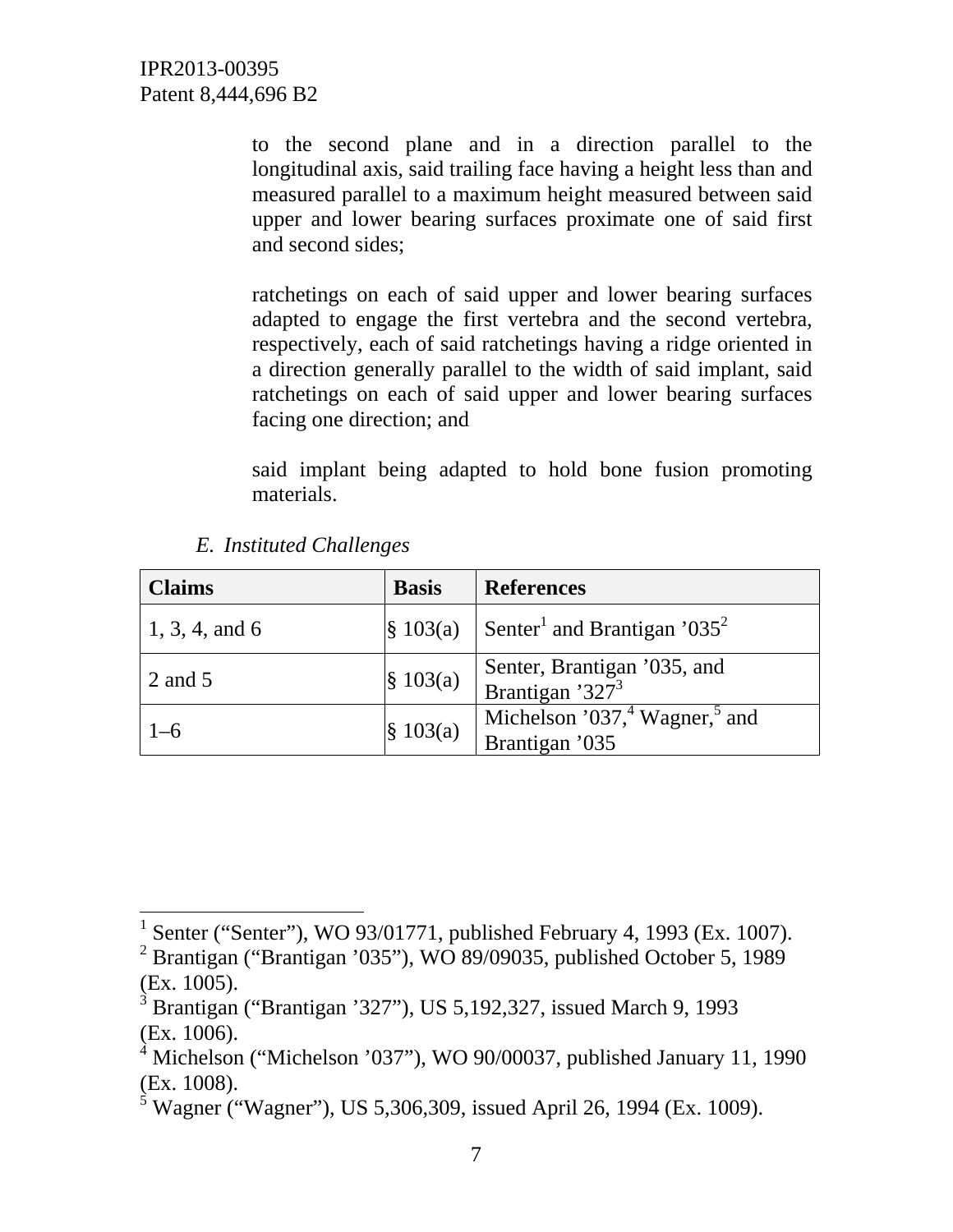to the second plane and in a direction parallel to the longitudinal axis, said trailing face having a height less than and measured parallel to a maximum height measured between said upper and lower bearing surfaces proximate one of said first and second sides;

ratchetings on each of said upper and lower bearing surfaces adapted to engage the first vertebra and the second vertebra, respectively, each of said ratchetings having a ridge oriented in a direction generally parallel to the width of said implant, said ratchetings on each of said upper and lower bearing surfaces facing one direction; and

said implant being adapted to hold bone fusion promoting materials.

*E. Instituted Challenges*

| Claims | Basis | References |
|---|---|---|
| 1, 3, 4, and 6 | § 103(a) | Senter[1] and Brantigan ’035[2] |
| 2 and 5 | § 103(a) | Senter, Brantigan ’035, and Brantigan ’327[3] |
| 1–6 | § 103(a) | Michelson ’037,[4] Wagner,[5] and Brantigan ’035 |

[1] Senter (“Senter”), WO 93/01771, published February 4, 1993 (Ex. 1007).
[2] Brantigan (“Brantigan ’035”), WO 89/09035, published October 5, 1989 (Ex. 1005).
[3] Brantigan (“Brantigan ’327”), US 5,192,327, issued March 9, 1993 (Ex. 1006).
[4] Michelson (“Michelson ’037”), WO 90/00037, published January 11, 1990 (Ex. 1008).
[5] Wagner (“Wagner”), US 5,306,309, issued April 26, 1994 (Ex. 1009).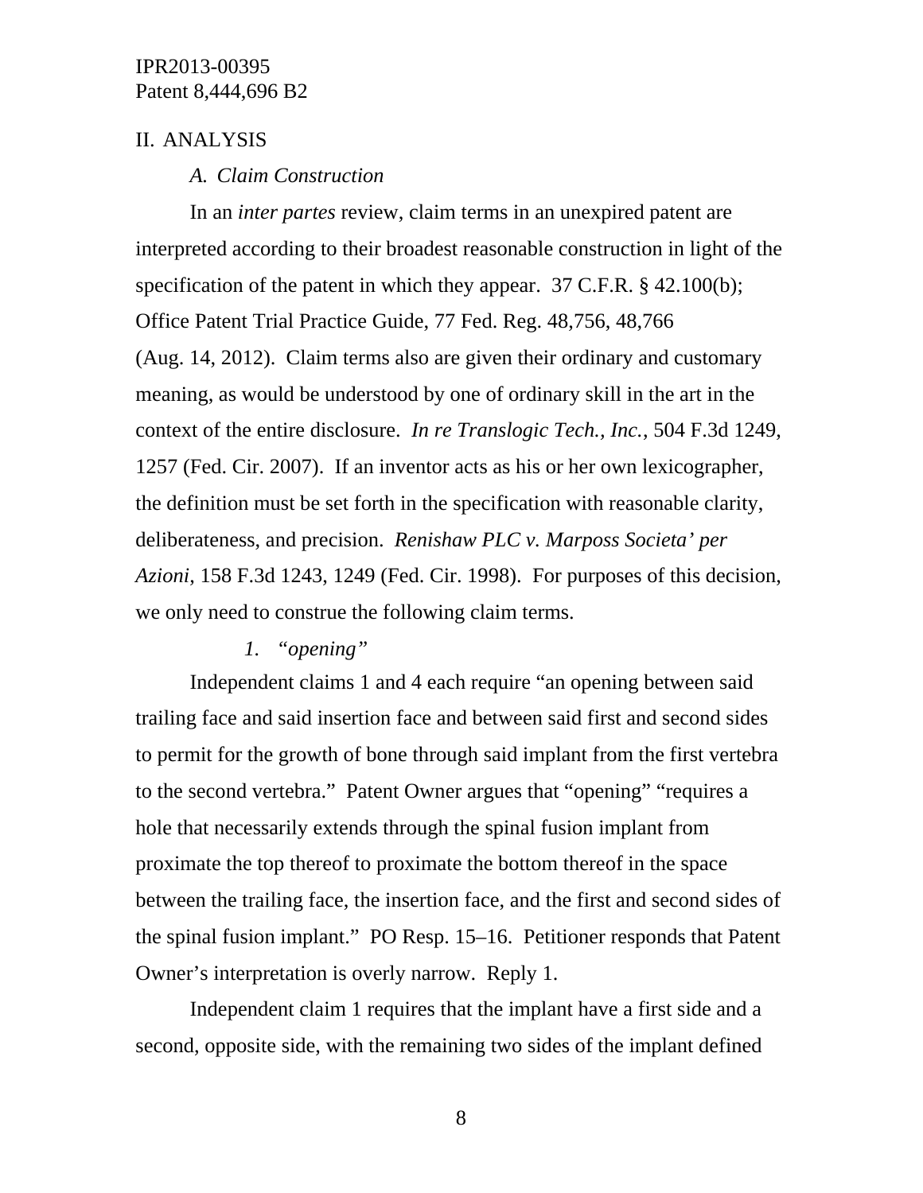## II. ANALYSIS

### *A. Claim Construction*

In an *inter partes* review, claim terms in an unexpired patent are interpreted according to their broadest reasonable construction in light of the specification of the patent in which they appear. 37 C.F.R. § 42.100(b); Office Patent Trial Practice Guide, 77 Fed. Reg. 48,756, 48,766 (Aug. 14, 2012). Claim terms also are given their ordinary and customary meaning, as would be understood by one of ordinary skill in the art in the context of the entire disclosure. *In re Translogic Tech., Inc.*, 504 F.3d 1249, 1257 (Fed. Cir. 2007). If an inventor acts as his or her own lexicographer, the definition must be set forth in the specification with reasonable clarity, deliberateness, and precision. *Renishaw PLC v. Marposs Societa' per Azioni*, 158 F.3d 1243, 1249 (Fed. Cir. 1998). For purposes of this decision, we only need to construe the following claim terms.

#### *1. "opening"*

Independent claims 1 and 4 each require "an opening between said trailing face and said insertion face and between said first and second sides to permit for the growth of bone through said implant from the first vertebra to the second vertebra." Patent Owner argues that "opening" "requires a hole that necessarily extends through the spinal fusion implant from proximate the top thereof to proximate the bottom thereof in the space between the trailing face, the insertion face, and the first and second sides of the spinal fusion implant." PO Resp. 15–16. Petitioner responds that Patent Owner's interpretation is overly narrow. Reply 1.

Independent claim 1 requires that the implant have a first side and a second, opposite side, with the remaining two sides of the implant defined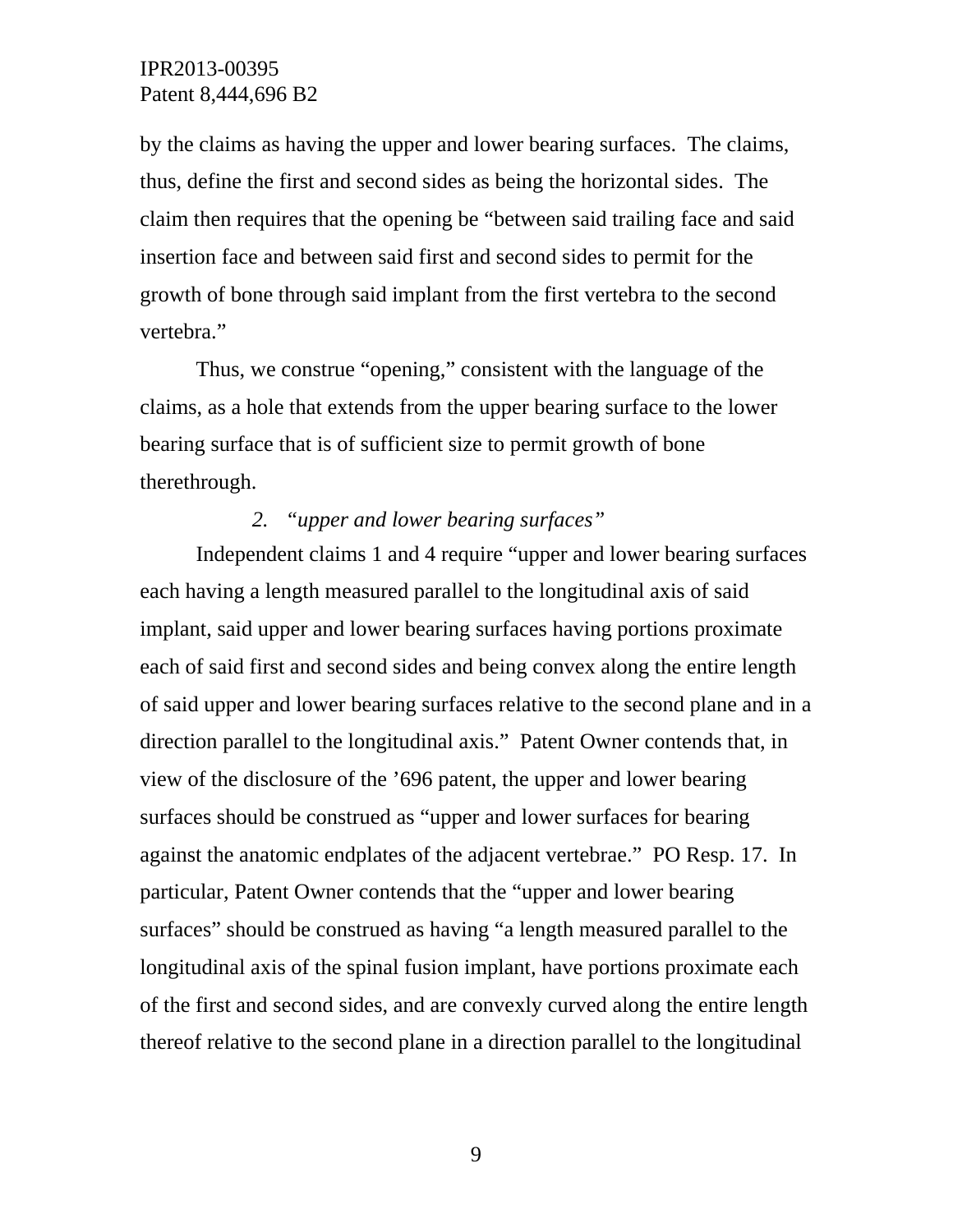by the claims as having the upper and lower bearing surfaces. The claims, thus, define the first and second sides as being the horizontal sides. The claim then requires that the opening be "between said trailing face and said insertion face and between said first and second sides to permit for the growth of bone through said implant from the first vertebra to the second vertebra."

Thus, we construe "opening," consistent with the language of the claims, as a hole that extends from the upper bearing surface to the lower bearing surface that is of sufficient size to permit growth of bone therethrough.

*2. "upper and lower bearing surfaces"*

Independent claims 1 and 4 require "upper and lower bearing surfaces each having a length measured parallel to the longitudinal axis of said implant, said upper and lower bearing surfaces having portions proximate each of said first and second sides and being convex along the entire length of said upper and lower bearing surfaces relative to the second plane and in a direction parallel to the longitudinal axis." Patent Owner contends that, in view of the disclosure of the '696 patent, the upper and lower bearing surfaces should be construed as "upper and lower surfaces for bearing against the anatomic endplates of the adjacent vertebrae." PO Resp. 17. In particular, Patent Owner contends that the "upper and lower bearing surfaces" should be construed as having "a length measured parallel to the longitudinal axis of the spinal fusion implant, have portions proximate each of the first and second sides, and are convexly curved along the entire length thereof relative to the second plane in a direction parallel to the longitudinal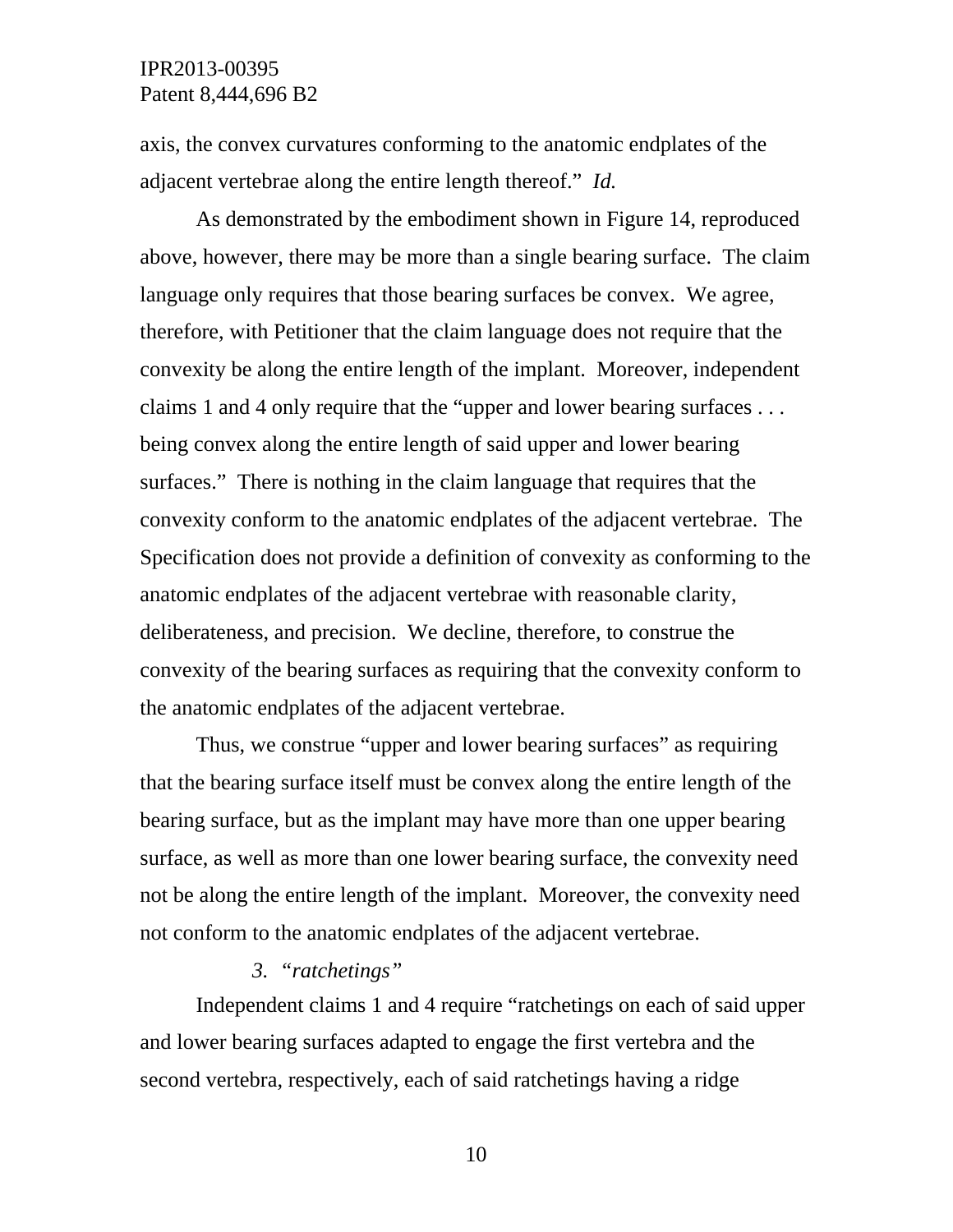axis, the convex curvatures conforming to the anatomic endplates of the adjacent vertebrae along the entire length thereof." *Id.*

As demonstrated by the embodiment shown in Figure 14, reproduced above, however, there may be more than a single bearing surface. The claim language only requires that those bearing surfaces be convex. We agree, therefore, with Petitioner that the claim language does not require that the convexity be along the entire length of the implant. Moreover, independent claims 1 and 4 only require that the "upper and lower bearing surfaces . . . being convex along the entire length of said upper and lower bearing surfaces." There is nothing in the claim language that requires that the convexity conform to the anatomic endplates of the adjacent vertebrae. The Specification does not provide a definition of convexity as conforming to the anatomic endplates of the adjacent vertebrae with reasonable clarity, deliberateness, and precision. We decline, therefore, to construe the convexity of the bearing surfaces as requiring that the convexity conform to the anatomic endplates of the adjacent vertebrae.

Thus, we construe "upper and lower bearing surfaces" as requiring that the bearing surface itself must be convex along the entire length of the bearing surface, but as the implant may have more than one upper bearing surface, as well as more than one lower bearing surface, the convexity need not be along the entire length of the implant. Moreover, the convexity need not conform to the anatomic endplates of the adjacent vertebrae.

### *3. "ratchetings"*

Independent claims 1 and 4 require "ratchetings on each of said upper and lower bearing surfaces adapted to engage the first vertebra and the second vertebra, respectively, each of said ratchetings having a ridge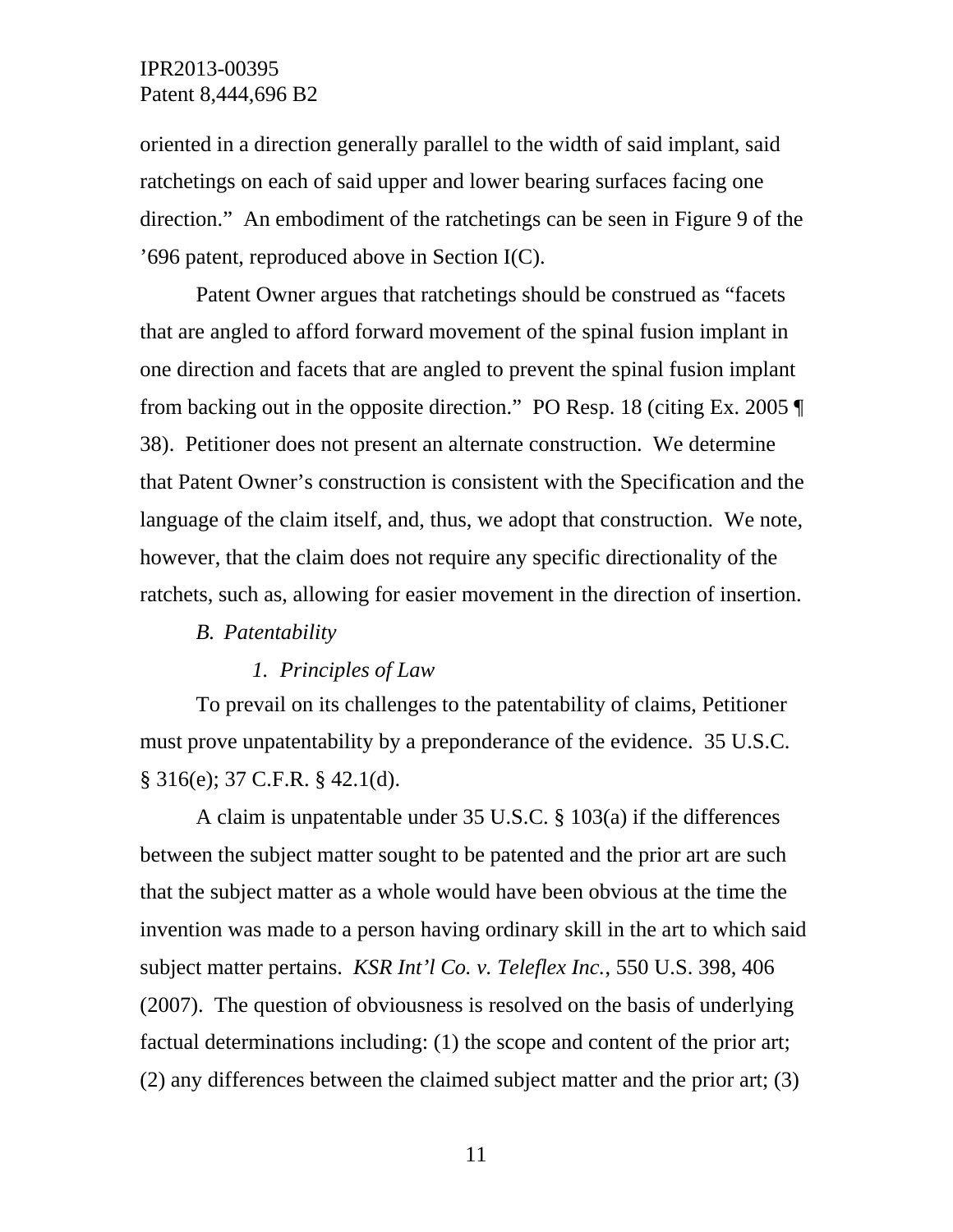oriented in a direction generally parallel to the width of said implant, said ratchetings on each of said upper and lower bearing surfaces facing one direction." An embodiment of the ratchetings can be seen in Figure 9 of the '696 patent, reproduced above in Section I(C).

Patent Owner argues that ratchetings should be construed as "facets that are angled to afford forward movement of the spinal fusion implant in one direction and facets that are angled to prevent the spinal fusion implant from backing out in the opposite direction." PO Resp. 18 (citing Ex. 2005 ¶ 38). Petitioner does not present an alternate construction. We determine that Patent Owner's construction is consistent with the Specification and the language of the claim itself, and, thus, we adopt that construction. We note, however, that the claim does not require any specific directionality of the ratchets, such as, allowing for easier movement in the direction of insertion.

*B. Patentability*

*1. Principles of Law*

To prevail on its challenges to the patentability of claims, Petitioner must prove unpatentability by a preponderance of the evidence. 35 U.S.C. § 316(e); 37 C.F.R. § 42.1(d).

A claim is unpatentable under 35 U.S.C. § 103(a) if the differences between the subject matter sought to be patented and the prior art are such that the subject matter as a whole would have been obvious at the time the invention was made to a person having ordinary skill in the art to which said subject matter pertains. *KSR Int'l Co. v. Teleflex Inc.*, 550 U.S. 398, 406 (2007). The question of obviousness is resolved on the basis of underlying factual determinations including: (1) the scope and content of the prior art; (2) any differences between the claimed subject matter and the prior art; (3)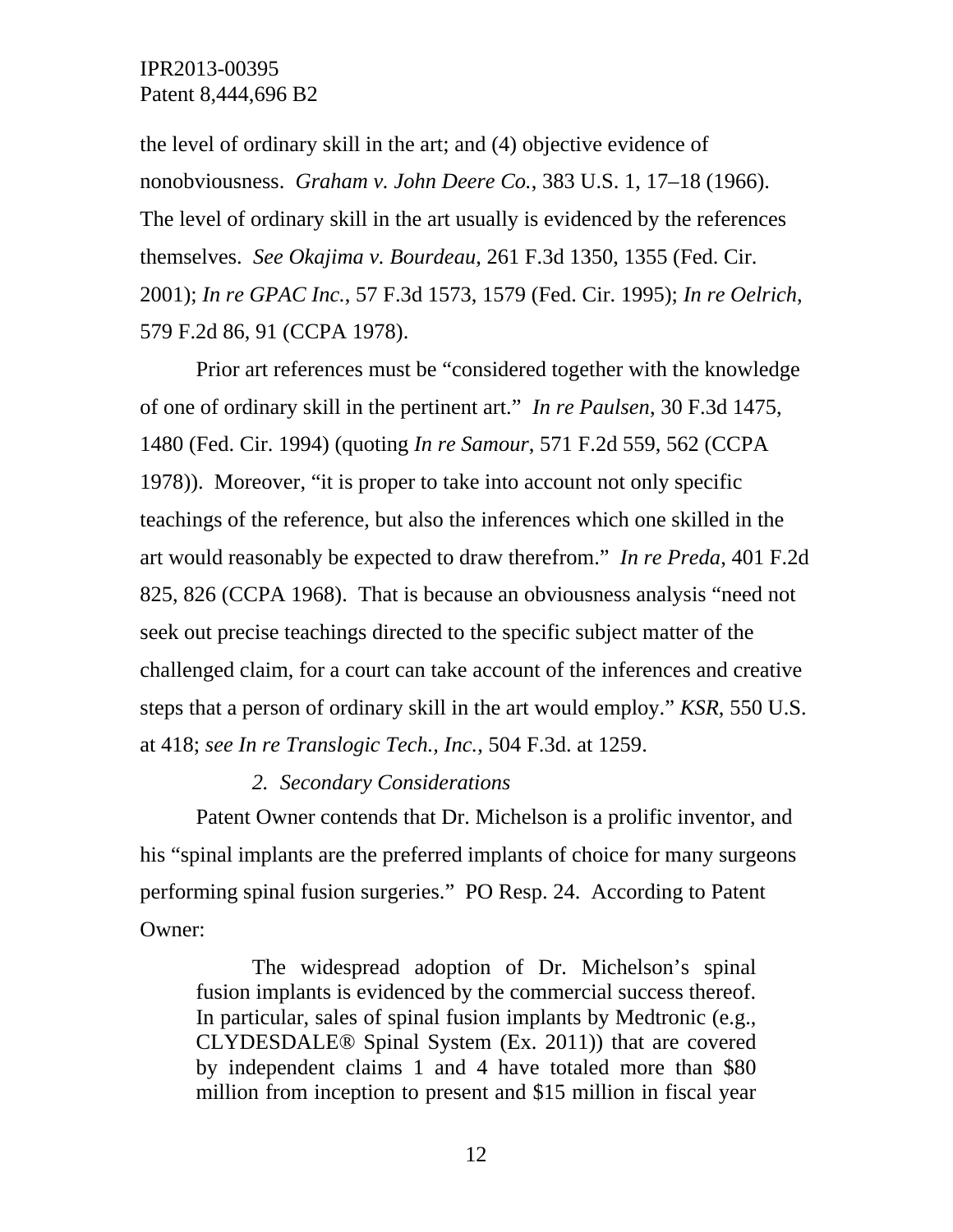the level of ordinary skill in the art; and (4) objective evidence of nonobviousness. *Graham v. John Deere Co.*, 383 U.S. 1, 17–18 (1966). The level of ordinary skill in the art usually is evidenced by the references themselves. *See Okajima v. Bourdeau*, 261 F.3d 1350, 1355 (Fed. Cir. 2001); *In re GPAC Inc.*, 57 F.3d 1573, 1579 (Fed. Cir. 1995); *In re Oelrich*, 579 F.2d 86, 91 (CCPA 1978).

Prior art references must be "considered together with the knowledge of one of ordinary skill in the pertinent art." *In re Paulsen*, 30 F.3d 1475, 1480 (Fed. Cir. 1994) (quoting *In re Samour*, 571 F.2d 559, 562 (CCPA 1978)). Moreover, "it is proper to take into account not only specific teachings of the reference, but also the inferences which one skilled in the art would reasonably be expected to draw therefrom." *In re Preda*, 401 F.2d 825, 826 (CCPA 1968). That is because an obviousness analysis "need not seek out precise teachings directed to the specific subject matter of the challenged claim, for a court can take account of the inferences and creative steps that a person of ordinary skill in the art would employ." *KSR*, 550 U.S. at 418; *see In re Translogic Tech., Inc.*, 504 F.3d. at 1259.

### *2. Secondary Considerations*

Patent Owner contends that Dr. Michelson is a prolific inventor, and his "spinal implants are the preferred implants of choice for many surgeons performing spinal fusion surgeries." PO Resp. 24. According to Patent Owner:

> The widespread adoption of Dr. Michelson's spinal fusion implants is evidenced by the commercial success thereof. In particular, sales of spinal fusion implants by Medtronic (e.g., CLYDESDALE® Spinal System (Ex. 2011)) that are covered by independent claims 1 and 4 have totaled more than $80 million from inception to present and $15 million in fiscal year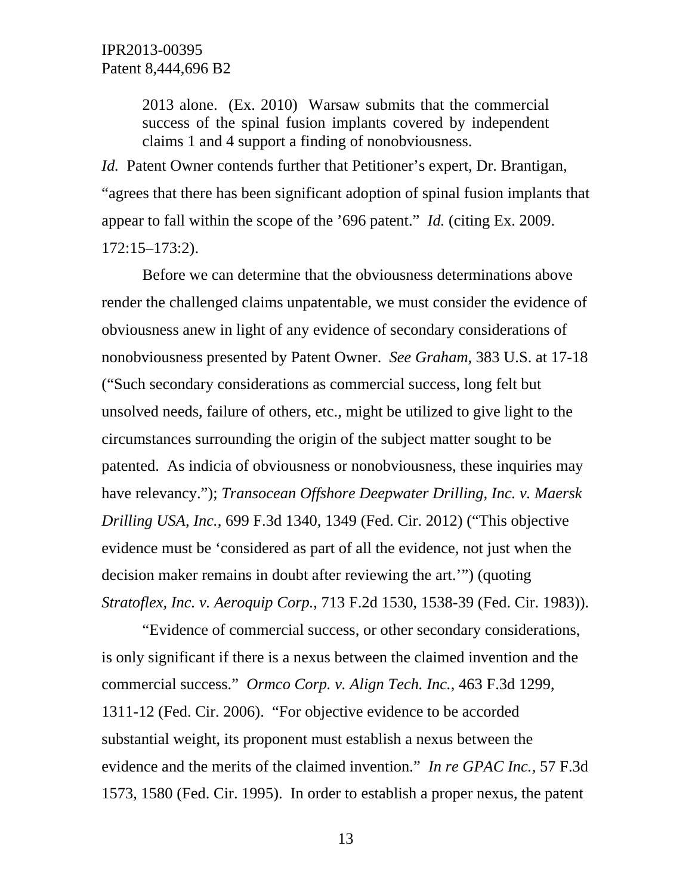> 2013 alone. (Ex. 2010) Warsaw submits that the commercial success of the spinal fusion implants covered by independent claims 1 and 4 support a finding of nonobviousness.

*Id.* Patent Owner contends further that Petitioner's expert, Dr. Brantigan, "agrees that there has been significant adoption of spinal fusion implants that appear to fall within the scope of the '696 patent." *Id.* (citing Ex. 2009. 172:15–173:2).

Before we can determine that the obviousness determinations above render the challenged claims unpatentable, we must consider the evidence of obviousness anew in light of any evidence of secondary considerations of nonobviousness presented by Patent Owner. *See Graham*, 383 U.S. at 17-18 ("Such secondary considerations as commercial success, long felt but unsolved needs, failure of others, etc., might be utilized to give light to the circumstances surrounding the origin of the subject matter sought to be patented. As indicia of obviousness or nonobviousness, these inquiries may have relevancy."); *Transocean Offshore Deepwater Drilling, Inc. v. Maersk Drilling USA, Inc.*, 699 F.3d 1340, 1349 (Fed. Cir. 2012) ("This objective evidence must be 'considered as part of all the evidence, not just when the decision maker remains in doubt after reviewing the art.'") (quoting *Stratoflex, Inc. v. Aeroquip Corp.*, 713 F.2d 1530, 1538-39 (Fed. Cir. 1983)).

"Evidence of commercial success, or other secondary considerations, is only significant if there is a nexus between the claimed invention and the commercial success." *Ormco Corp. v. Align Tech. Inc.*, 463 F.3d 1299, 1311-12 (Fed. Cir. 2006). "For objective evidence to be accorded substantial weight, its proponent must establish a nexus between the evidence and the merits of the claimed invention." *In re GPAC Inc.*, 57 F.3d 1573, 1580 (Fed. Cir. 1995). In order to establish a proper nexus, the patent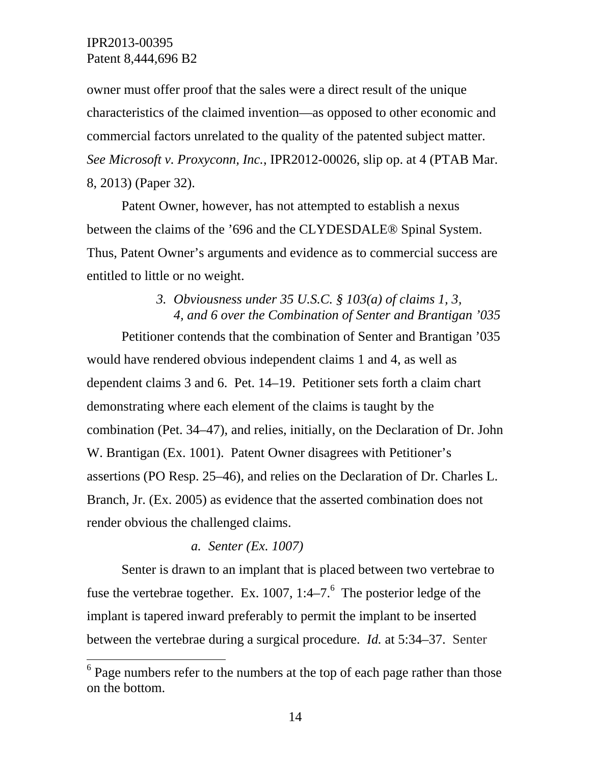owner must offer proof that the sales were a direct result of the unique characteristics of the claimed invention—as opposed to other economic and commercial factors unrelated to the quality of the patented subject matter. *See Microsoft v. Proxyconn, Inc.*, IPR2012-00026, slip op. at 4 (PTAB Mar. 8, 2013) (Paper 32).

Patent Owner, however, has not attempted to establish a nexus between the claims of the ’696 and the CLYDESDALE® Spinal System. Thus, Patent Owner’s arguments and evidence as to commercial success are entitled to little or no weight.

### *3. Obviousness under 35 U.S.C. § 103(a) of claims 1, 3, 4, and 6 over the Combination of Senter and Brantigan ’035*

Petitioner contends that the combination of Senter and Brantigan ’035 would have rendered obvious independent claims 1 and 4, as well as dependent claims 3 and 6. Pet. 14–19. Petitioner sets forth a claim chart demonstrating where each element of the claims is taught by the combination (Pet. 34–47), and relies, initially, on the Declaration of Dr. John W. Brantigan (Ex. 1001). Patent Owner disagrees with Petitioner’s assertions (PO Resp. 25–46), and relies on the Declaration of Dr. Charles L. Branch, Jr. (Ex. 2005) as evidence that the asserted combination does not render obvious the challenged claims.

#### *a. Senter (Ex. 1007)*

Senter is drawn to an implant that is placed between two vertebrae to fuse the vertebrae together. Ex. 1007, 1:4–7.[6] The posterior ledge of the implant is tapered inward preferably to permit the implant to be inserted between the vertebrae during a surgical procedure. *Id.* at 5:34–37. Senter

[6] Page numbers refer to the numbers at the top of each page rather than those on the bottom.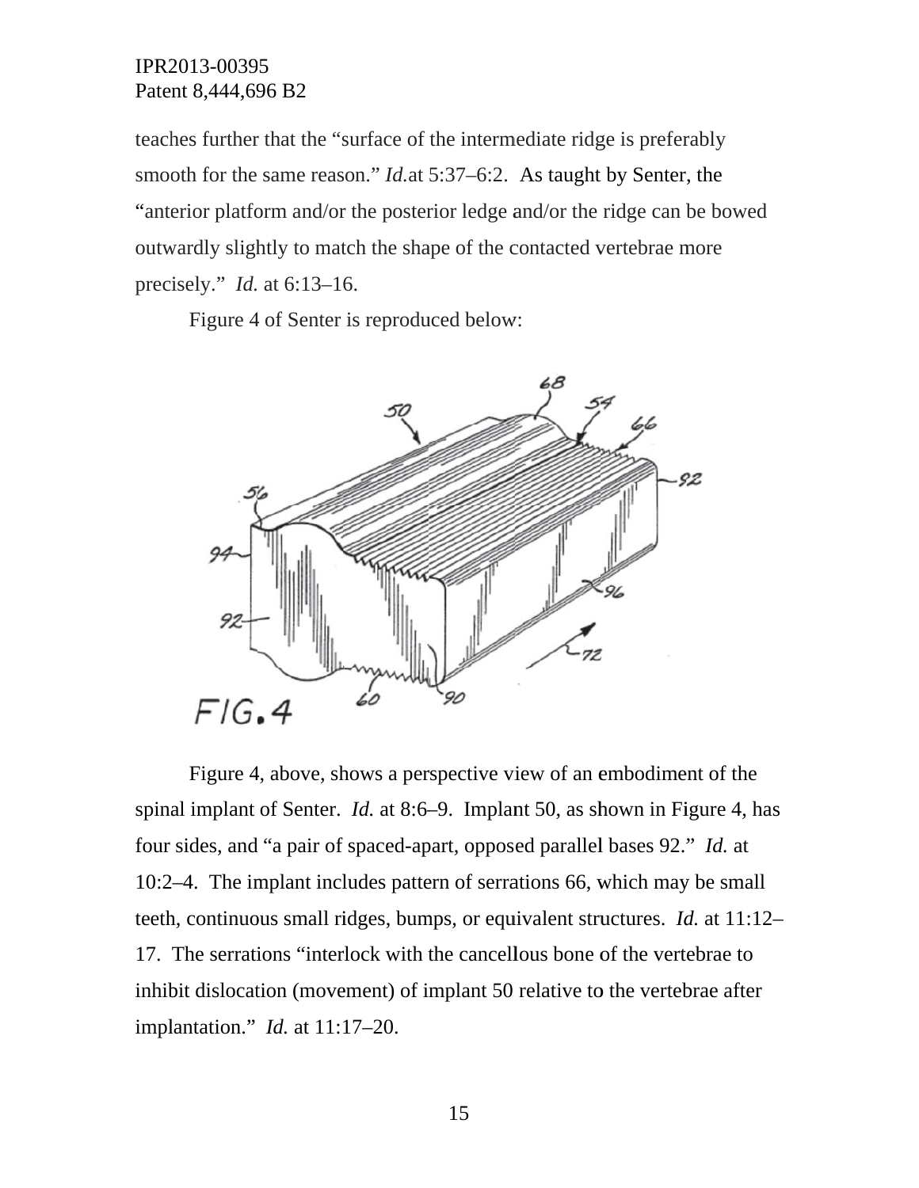teaches further that the "surface of the intermediate ridge is preferably smooth for the same reason." *Id.*at 5:37–6:2. As taught by Senter, the "anterior platform and/or the posterior ledge and/or the ridge can be bowed outwardly slightly to match the shape of the contacted vertebrae more precisely." *Id.* at 6:13–16.

Figure 4 of Senter is reproduced below:

Figure 4, above, shows a perspective view of an embodiment of the spinal implant of Senter. *Id.* at 8:6–9. Implant 50, as shown in Figure 4, has four sides, and "a pair of spaced-apart, opposed parallel bases 92." *Id.* at 10:2–4. The implant includes pattern of serrations 66, which may be small teeth, continuous small ridges, bumps, or equivalent structures. *Id.* at 11:12–17. The serrations "interlock with the cancellous bone of the vertebrae to inhibit dislocation (movement) of implant 50 relative to the vertebrae after implantation." *Id.* at 11:17–20.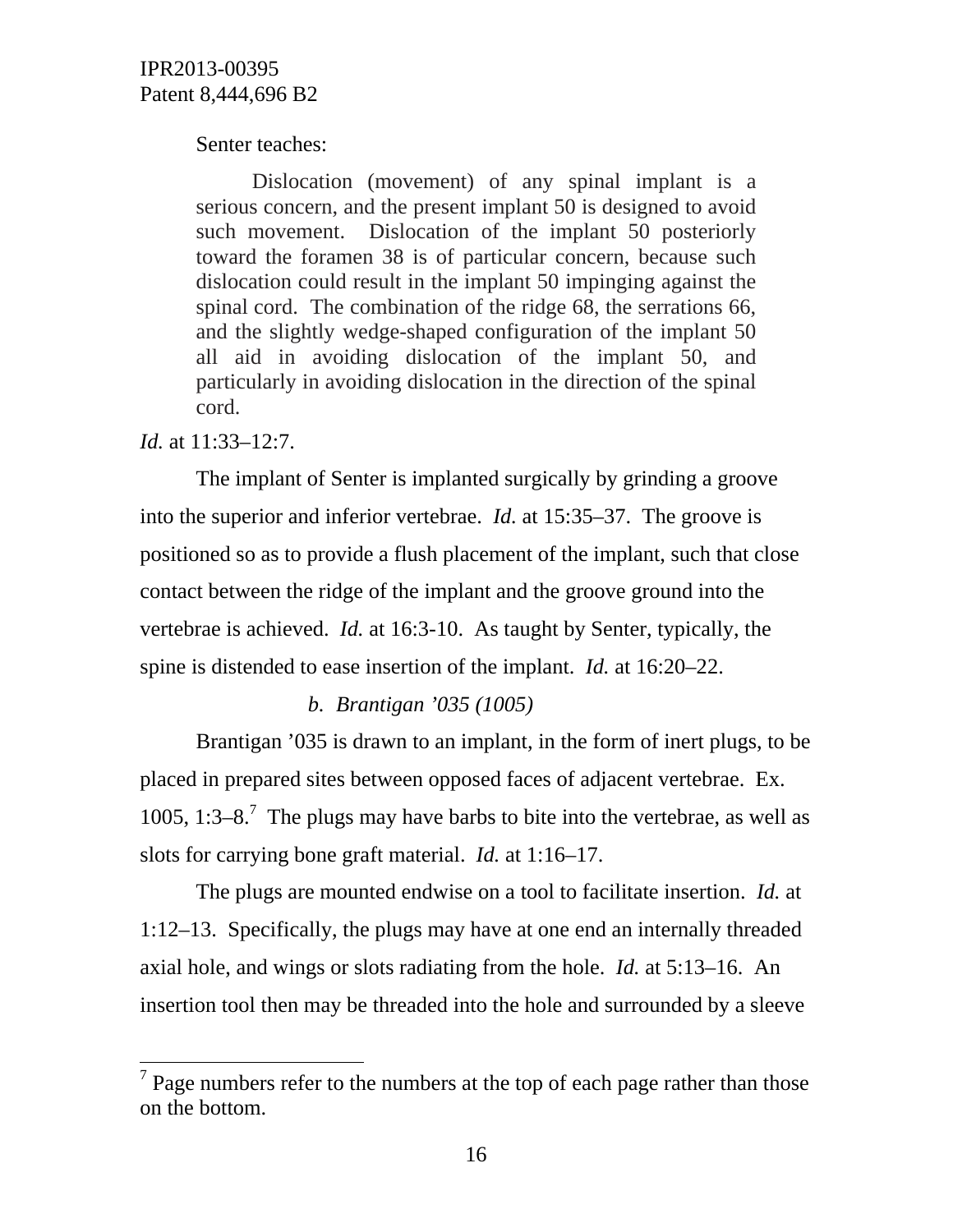Senter teaches:

> Dislocation (movement) of any spinal implant is a serious concern, and the present implant 50 is designed to avoid such movement. Dislocation of the implant 50 posteriorly toward the foramen 38 is of particular concern, because such dislocation could result in the implant 50 impinging against the spinal cord. The combination of the ridge 68, the serrations 66, and the slightly wedge-shaped configuration of the implant 50 all aid in avoiding dislocation of the implant 50, and particularly in avoiding dislocation in the direction of the spinal cord.

*Id.* at 11:33–12:7.

The implant of Senter is implanted surgically by grinding a groove into the superior and inferior vertebrae. *Id.* at 15:35–37. The groove is positioned so as to provide a flush placement of the implant, such that close contact between the ridge of the implant and the groove ground into the vertebrae is achieved. *Id.* at 16:3-10. As taught by Senter, typically, the spine is distended to ease insertion of the implant. *Id.* at 16:20–22.

*b. Brantigan ’035 (1005)*

Brantigan ’035 is drawn to an implant, in the form of inert plugs, to be placed in prepared sites between opposed faces of adjacent vertebrae. Ex. 1005, 1:3–8.[7] The plugs may have barbs to bite into the vertebrae, as well as slots for carrying bone graft material. *Id.* at 1:16–17.

The plugs are mounted endwise on a tool to facilitate insertion. *Id.* at 1:12–13. Specifically, the plugs may have at one end an internally threaded axial hole, and wings or slots radiating from the hole. *Id.* at 5:13–16. An insertion tool then may be threaded into the hole and surrounded by a sleeve

[7] Page numbers refer to the numbers at the top of each page rather than those on the bottom.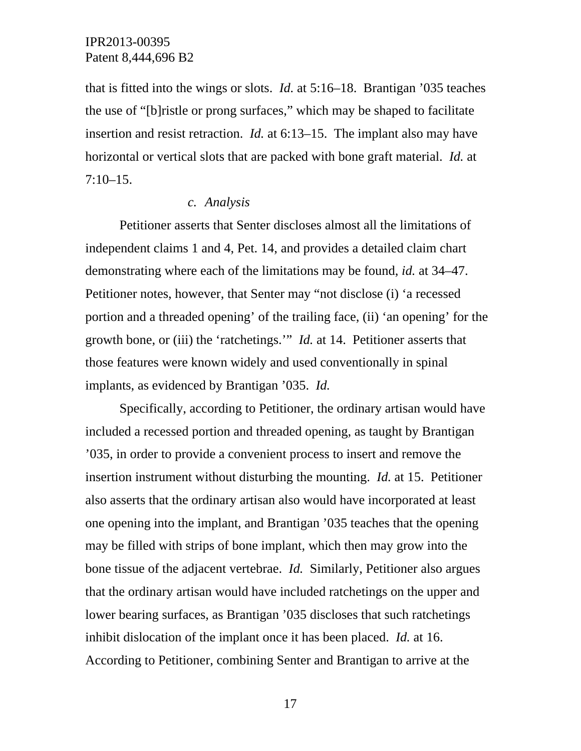that is fitted into the wings or slots. *Id.* at 5:16–18. Brantigan ’035 teaches the use of “[b]ristle or prong surfaces,” which may be shaped to facilitate insertion and resist retraction. *Id.* at 6:13–15. The implant also may have horizontal or vertical slots that are packed with bone graft material. *Id.* at 7:10–15.

### *c. Analysis*

Petitioner asserts that Senter discloses almost all the limitations of independent claims 1 and 4, Pet. 14, and provides a detailed claim chart demonstrating where each of the limitations may be found, *id.* at 34–47. Petitioner notes, however, that Senter may “not disclose (i) ‘a recessed portion and a threaded opening’ of the trailing face, (ii) ‘an opening’ for the growth bone, or (iii) the ‘ratchetings.’” *Id.* at 14. Petitioner asserts that those features were known widely and used conventionally in spinal implants, as evidenced by Brantigan ’035. *Id.*

Specifically, according to Petitioner, the ordinary artisan would have included a recessed portion and threaded opening, as taught by Brantigan ’035, in order to provide a convenient process to insert and remove the insertion instrument without disturbing the mounting. *Id.* at 15. Petitioner also asserts that the ordinary artisan also would have incorporated at least one opening into the implant, and Brantigan ’035 teaches that the opening may be filled with strips of bone implant, which then may grow into the bone tissue of the adjacent vertebrae. *Id.* Similarly, Petitioner also argues that the ordinary artisan would have included ratchetings on the upper and lower bearing surfaces, as Brantigan ’035 discloses that such ratchetings inhibit dislocation of the implant once it has been placed. *Id.* at 16. According to Petitioner, combining Senter and Brantigan to arrive at the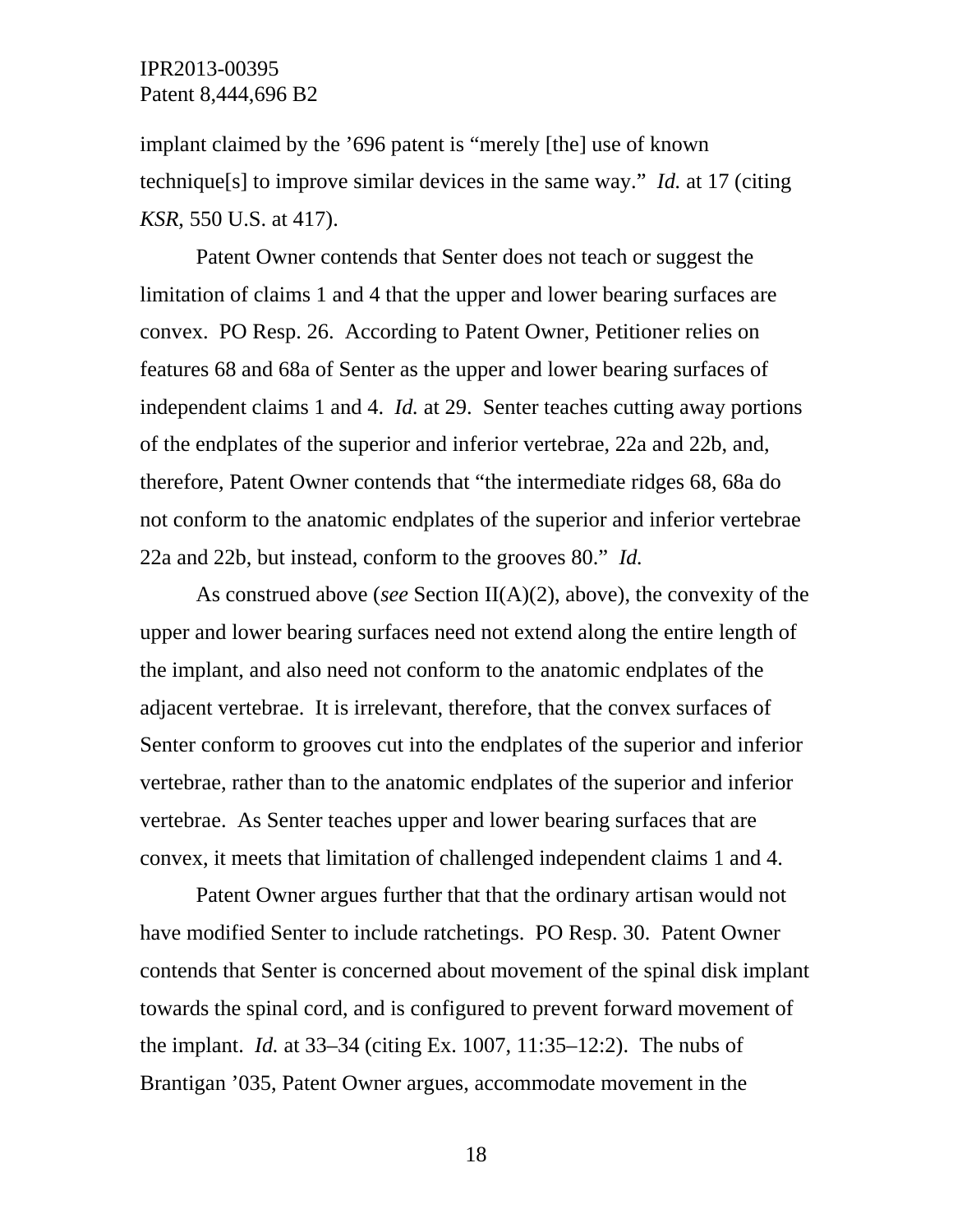implant claimed by the '696 patent is "merely [the] use of known technique[s] to improve similar devices in the same way." *Id.* at 17 (citing *KSR*, 550 U.S. at 417).

Patent Owner contends that Senter does not teach or suggest the limitation of claims 1 and 4 that the upper and lower bearing surfaces are convex. PO Resp. 26. According to Patent Owner, Petitioner relies on features 68 and 68a of Senter as the upper and lower bearing surfaces of independent claims 1 and 4. *Id.* at 29. Senter teaches cutting away portions of the endplates of the superior and inferior vertebrae, 22a and 22b, and, therefore, Patent Owner contends that "the intermediate ridges 68, 68a do not conform to the anatomic endplates of the superior and inferior vertebrae 22a and 22b, but instead, conform to the grooves 80." *Id.*

As construed above (*see* Section II(A)(2), above), the convexity of the upper and lower bearing surfaces need not extend along the entire length of the implant, and also need not conform to the anatomic endplates of the adjacent vertebrae. It is irrelevant, therefore, that the convex surfaces of Senter conform to grooves cut into the endplates of the superior and inferior vertebrae, rather than to the anatomic endplates of the superior and inferior vertebrae. As Senter teaches upper and lower bearing surfaces that are convex, it meets that limitation of challenged independent claims 1 and 4.

Patent Owner argues further that that the ordinary artisan would not have modified Senter to include ratchetings. PO Resp. 30. Patent Owner contends that Senter is concerned about movement of the spinal disk implant towards the spinal cord, and is configured to prevent forward movement of the implant. *Id.* at 33–34 (citing Ex. 1007, 11:35–12:2). The nubs of Brantigan '035, Patent Owner argues, accommodate movement in the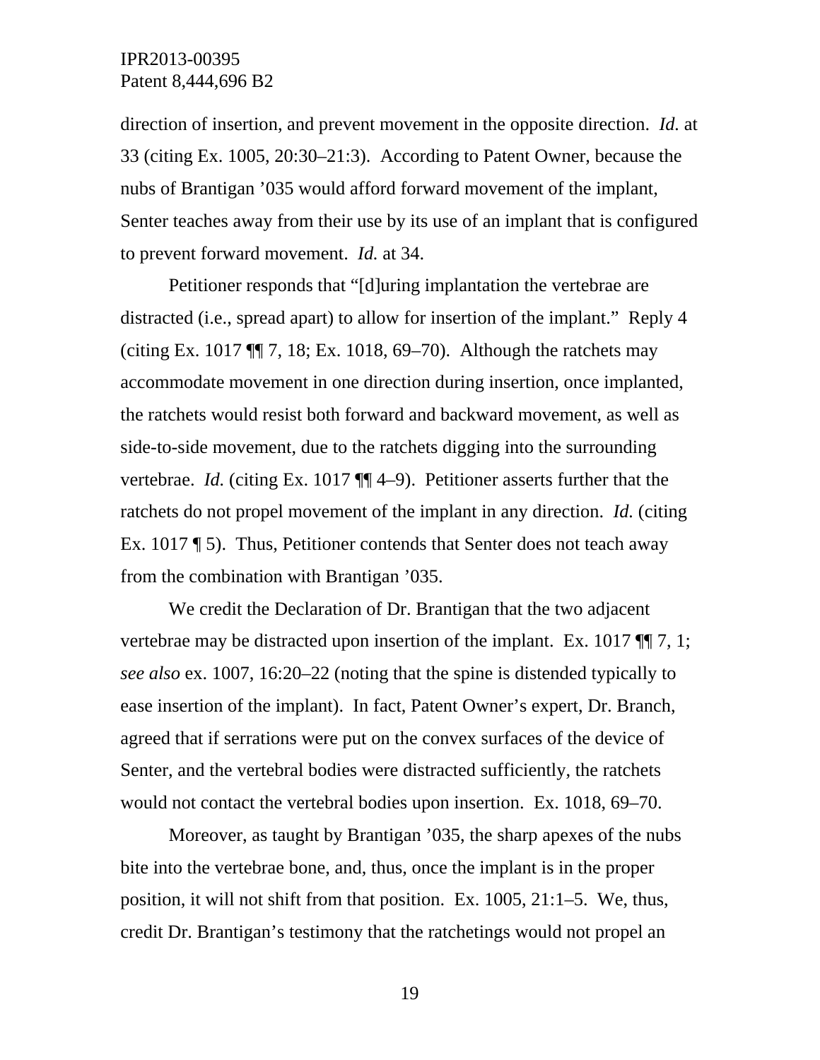direction of insertion, and prevent movement in the opposite direction. *Id.* at 33 (citing Ex. 1005, 20:30–21:3). According to Patent Owner, because the nubs of Brantigan '035 would afford forward movement of the implant, Senter teaches away from their use by its use of an implant that is configured to prevent forward movement. *Id.* at 34.

Petitioner responds that "[d]uring implantation the vertebrae are distracted (i.e., spread apart) to allow for insertion of the implant." Reply 4 (citing Ex. 1017 ¶¶ 7, 18; Ex. 1018, 69–70). Although the ratchets may accommodate movement in one direction during insertion, once implanted, the ratchets would resist both forward and backward movement, as well as side-to-side movement, due to the ratchets digging into the surrounding vertebrae. *Id.* (citing Ex. 1017 ¶¶ 4–9). Petitioner asserts further that the ratchets do not propel movement of the implant in any direction. *Id.* (citing Ex. 1017 ¶ 5). Thus, Petitioner contends that Senter does not teach away from the combination with Brantigan '035.

We credit the Declaration of Dr. Brantigan that the two adjacent vertebrae may be distracted upon insertion of the implant. Ex. 1017 ¶¶ 7, 1; *see also* ex. 1007, 16:20–22 (noting that the spine is distended typically to ease insertion of the implant). In fact, Patent Owner's expert, Dr. Branch, agreed that if serrations were put on the convex surfaces of the device of Senter, and the vertebral bodies were distracted sufficiently, the ratchets would not contact the vertebral bodies upon insertion. Ex. 1018, 69–70.

Moreover, as taught by Brantigan '035, the sharp apexes of the nubs bite into the vertebrae bone, and, thus, once the implant is in the proper position, it will not shift from that position. Ex. 1005, 21:1–5. We, thus, credit Dr. Brantigan's testimony that the ratchetings would not propel an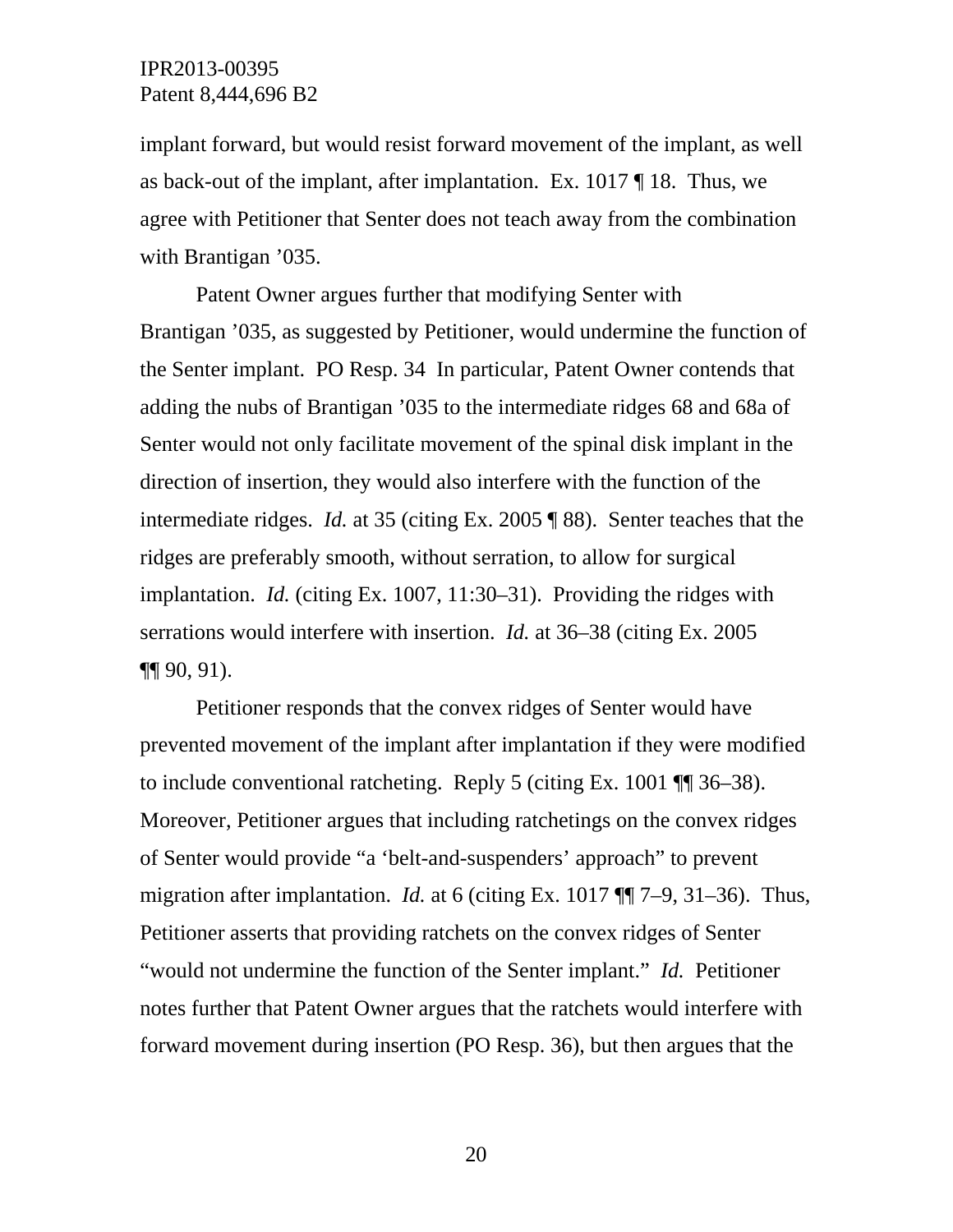implant forward, but would resist forward movement of the implant, as well as back-out of the implant, after implantation. Ex. 1017 ¶ 18. Thus, we agree with Petitioner that Senter does not teach away from the combination with Brantigan '035.

Patent Owner argues further that modifying Senter with Brantigan '035, as suggested by Petitioner, would undermine the function of the Senter implant. PO Resp. 34 In particular, Patent Owner contends that adding the nubs of Brantigan '035 to the intermediate ridges 68 and 68a of Senter would not only facilitate movement of the spinal disk implant in the direction of insertion, they would also interfere with the function of the intermediate ridges. *Id.* at 35 (citing Ex. 2005 ¶ 88). Senter teaches that the ridges are preferably smooth, without serration, to allow for surgical implantation. *Id.* (citing Ex. 1007, 11:30–31). Providing the ridges with serrations would interfere with insertion. *Id.* at 36–38 (citing Ex. 2005 ¶¶ 90, 91).

Petitioner responds that the convex ridges of Senter would have prevented movement of the implant after implantation if they were modified to include conventional ratcheting. Reply 5 (citing Ex. 1001 ¶¶ 36–38). Moreover, Petitioner argues that including ratchetings on the convex ridges of Senter would provide "a 'belt-and-suspenders' approach" to prevent migration after implantation. *Id.* at 6 (citing Ex. 1017 ¶¶ 7–9, 31–36). Thus, Petitioner asserts that providing ratchets on the convex ridges of Senter "would not undermine the function of the Senter implant." *Id.* Petitioner notes further that Patent Owner argues that the ratchets would interfere with forward movement during insertion (PO Resp. 36), but then argues that the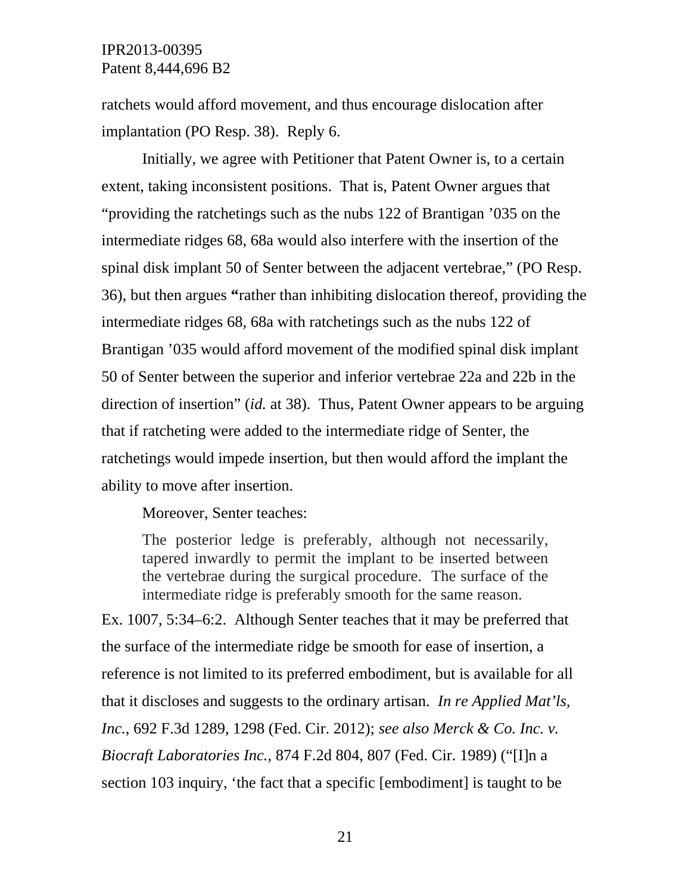ratchets would afford movement, and thus encourage dislocation after implantation (PO Resp. 38). Reply 6.

Initially, we agree with Petitioner that Patent Owner is, to a certain extent, taking inconsistent positions. That is, Patent Owner argues that "providing the ratchetings such as the nubs 122 of Brantigan '035 on the intermediate ridges 68, 68a would also interfere with the insertion of the spinal disk implant 50 of Senter between the adjacent vertebrae," (PO Resp. 36), but then argues **"**rather than inhibiting dislocation thereof, providing the intermediate ridges 68, 68a with ratchetings such as the nubs 122 of Brantigan '035 would afford movement of the modified spinal disk implant 50 of Senter between the superior and inferior vertebrae 22a and 22b in the direction of insertion" (*id.* at 38). Thus, Patent Owner appears to be arguing that if ratcheting were added to the intermediate ridge of Senter, the ratchetings would impede insertion, but then would afford the implant the ability to move after insertion.

Moreover, Senter teaches:

> The posterior ledge is preferably, although not necessarily, tapered inwardly to permit the implant to be inserted between the vertebrae during the surgical procedure. The surface of the intermediate ridge is preferably smooth for the same reason.

Ex. 1007, 5:34–6:2. Although Senter teaches that it may be preferred that the surface of the intermediate ridge be smooth for ease of insertion, a reference is not limited to its preferred embodiment, but is available for all that it discloses and suggests to the ordinary artisan. *In re Applied Mat'ls, Inc.*, 692 F.3d 1289, 1298 (Fed. Cir. 2012); *see also Merck & Co. Inc. v. Biocraft Laboratories Inc.*, 874 F.2d 804, 807 (Fed. Cir. 1989) ("[I]n a section 103 inquiry, 'the fact that a specific [embodiment] is taught to be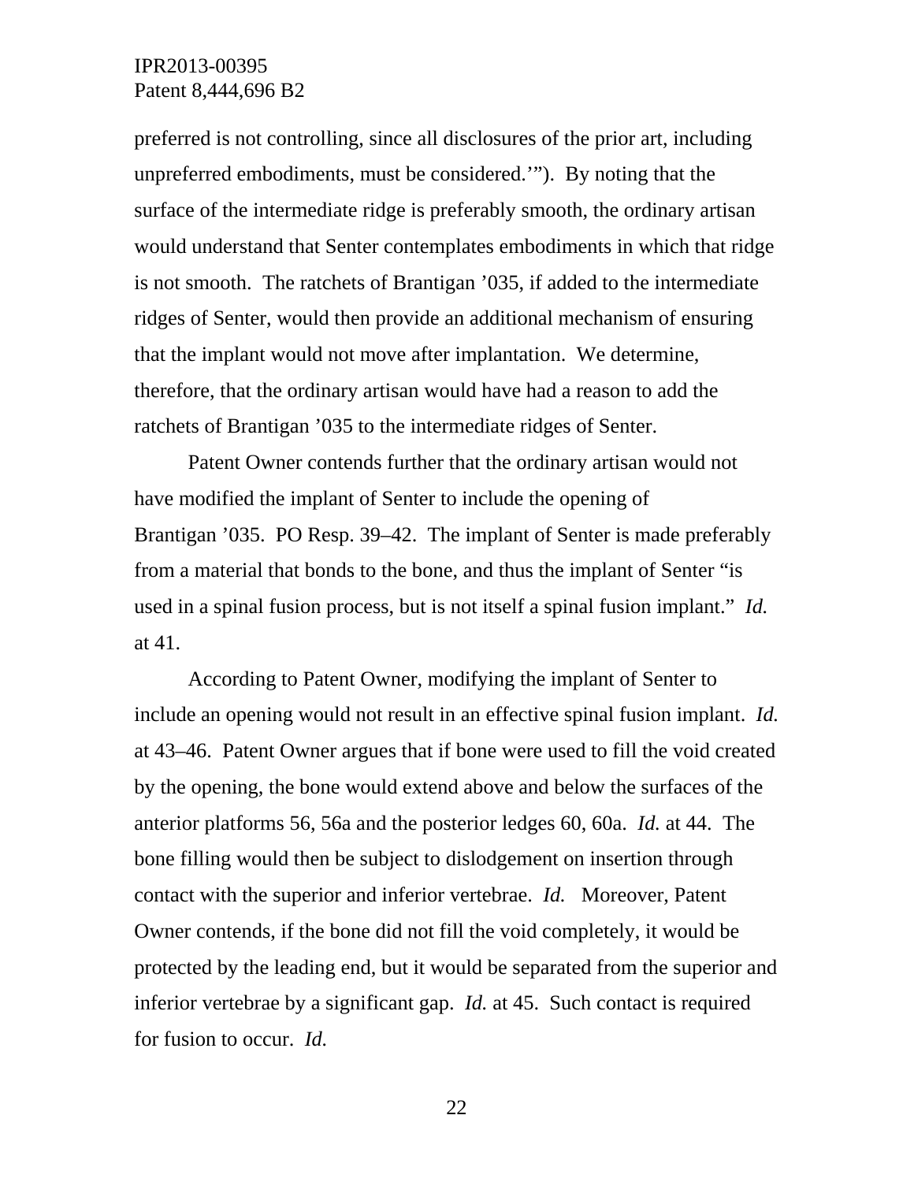preferred is not controlling, since all disclosures of the prior art, including unpreferred embodiments, must be considered.'"). By noting that the surface of the intermediate ridge is preferably smooth, the ordinary artisan would understand that Senter contemplates embodiments in which that ridge is not smooth. The ratchets of Brantigan '035, if added to the intermediate ridges of Senter, would then provide an additional mechanism of ensuring that the implant would not move after implantation. We determine, therefore, that the ordinary artisan would have had a reason to add the ratchets of Brantigan '035 to the intermediate ridges of Senter.

Patent Owner contends further that the ordinary artisan would not have modified the implant of Senter to include the opening of Brantigan '035. PO Resp. 39–42. The implant of Senter is made preferably from a material that bonds to the bone, and thus the implant of Senter "is used in a spinal fusion process, but is not itself a spinal fusion implant." *Id.* at 41.

According to Patent Owner, modifying the implant of Senter to include an opening would not result in an effective spinal fusion implant. *Id.* at 43–46. Patent Owner argues that if bone were used to fill the void created by the opening, the bone would extend above and below the surfaces of the anterior platforms 56, 56a and the posterior ledges 60, 60a. *Id.* at 44. The bone filling would then be subject to dislodgement on insertion through contact with the superior and inferior vertebrae. *Id.* Moreover, Patent Owner contends, if the bone did not fill the void completely, it would be protected by the leading end, but it would be separated from the superior and inferior vertebrae by a significant gap. *Id.* at 45. Such contact is required for fusion to occur. *Id.*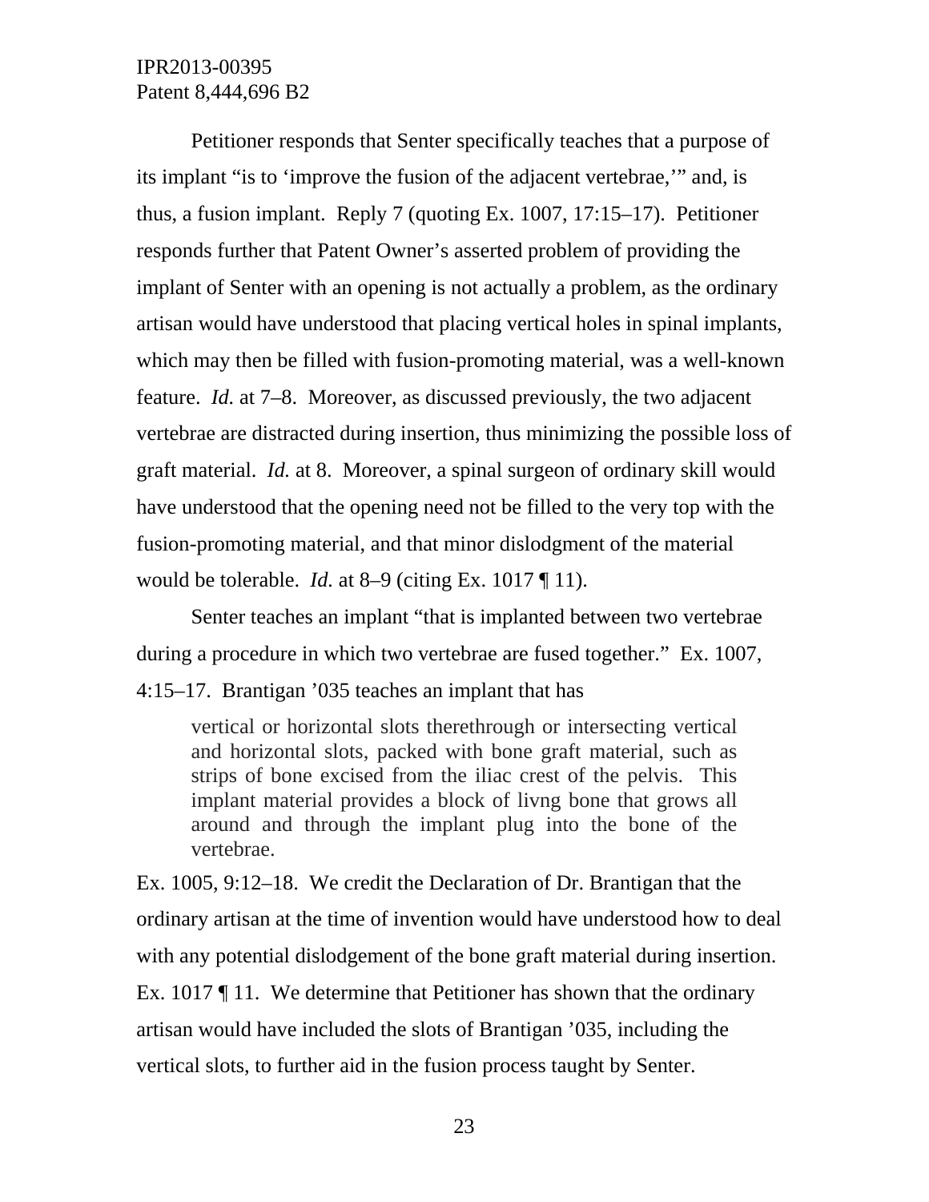Petitioner responds that Senter specifically teaches that a purpose of its implant "is to 'improve the fusion of the adjacent vertebrae,'" and, is thus, a fusion implant. Reply 7 (quoting Ex. 1007, 17:15–17). Petitioner responds further that Patent Owner's asserted problem of providing the implant of Senter with an opening is not actually a problem, as the ordinary artisan would have understood that placing vertical holes in spinal implants, which may then be filled with fusion-promoting material, was a well-known feature. *Id.* at 7–8. Moreover, as discussed previously, the two adjacent vertebrae are distracted during insertion, thus minimizing the possible loss of graft material. *Id.* at 8. Moreover, a spinal surgeon of ordinary skill would have understood that the opening need not be filled to the very top with the fusion-promoting material, and that minor dislodgment of the material would be tolerable. *Id.* at 8–9 (citing Ex. 1017 ¶ 11).

Senter teaches an implant "that is implanted between two vertebrae during a procedure in which two vertebrae are fused together." Ex. 1007, 4:15–17. Brantigan '035 teaches an implant that has

> vertical or horizontal slots therethrough or intersecting vertical and horizontal slots, packed with bone graft material, such as strips of bone excised from the iliac crest of the pelvis. This implant material provides a block of livng bone that grows all around and through the implant plug into the bone of the vertebrae.

Ex. 1005, 9:12–18. We credit the Declaration of Dr. Brantigan that the ordinary artisan at the time of invention would have understood how to deal with any potential dislodgement of the bone graft material during insertion. Ex. 1017 ¶ 11. We determine that Petitioner has shown that the ordinary artisan would have included the slots of Brantigan '035, including the vertical slots, to further aid in the fusion process taught by Senter.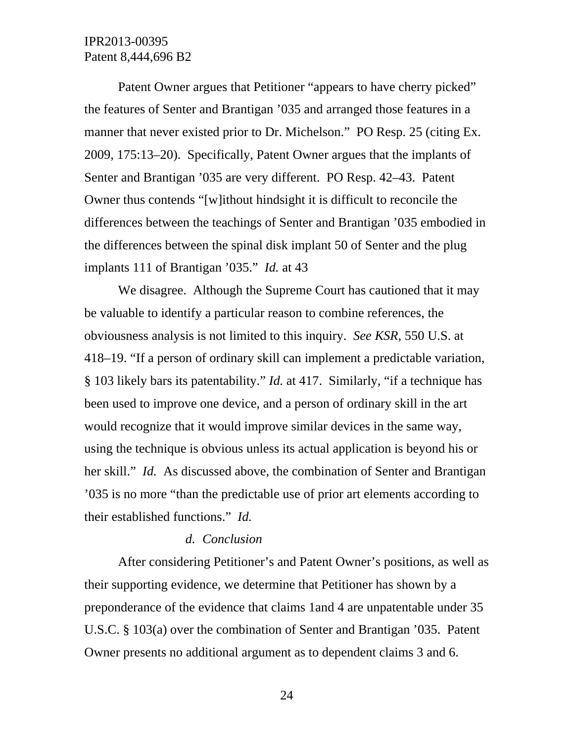Patent Owner argues that Petitioner "appears to have cherry picked" the features of Senter and Brantigan '035 and arranged those features in a manner that never existed prior to Dr. Michelson." PO Resp. 25 (citing Ex. 2009, 175:13–20). Specifically, Patent Owner argues that the implants of Senter and Brantigan '035 are very different. PO Resp. 42–43. Patent Owner thus contends "[w]ithout hindsight it is difficult to reconcile the differences between the teachings of Senter and Brantigan '035 embodied in the differences between the spinal disk implant 50 of Senter and the plug implants 111 of Brantigan '035." *Id.* at 43

We disagree. Although the Supreme Court has cautioned that it may be valuable to identify a particular reason to combine references, the obviousness analysis is not limited to this inquiry. *See KSR,* 550 U.S. at 418–19. "If a person of ordinary skill can implement a predictable variation, § 103 likely bars its patentability." *Id.* at 417. Similarly, "if a technique has been used to improve one device, and a person of ordinary skill in the art would recognize that it would improve similar devices in the same way, using the technique is obvious unless its actual application is beyond his or her skill." *Id.* As discussed above, the combination of Senter and Brantigan '035 is no more "than the predictable use of prior art elements according to their established functions." *Id.*

*d. Conclusion*

After considering Petitioner's and Patent Owner's positions, as well as their supporting evidence, we determine that Petitioner has shown by a preponderance of the evidence that claims 1and 4 are unpatentable under 35 U.S.C. § 103(a) over the combination of Senter and Brantigan '035. Patent Owner presents no additional argument as to dependent claims 3 and 6.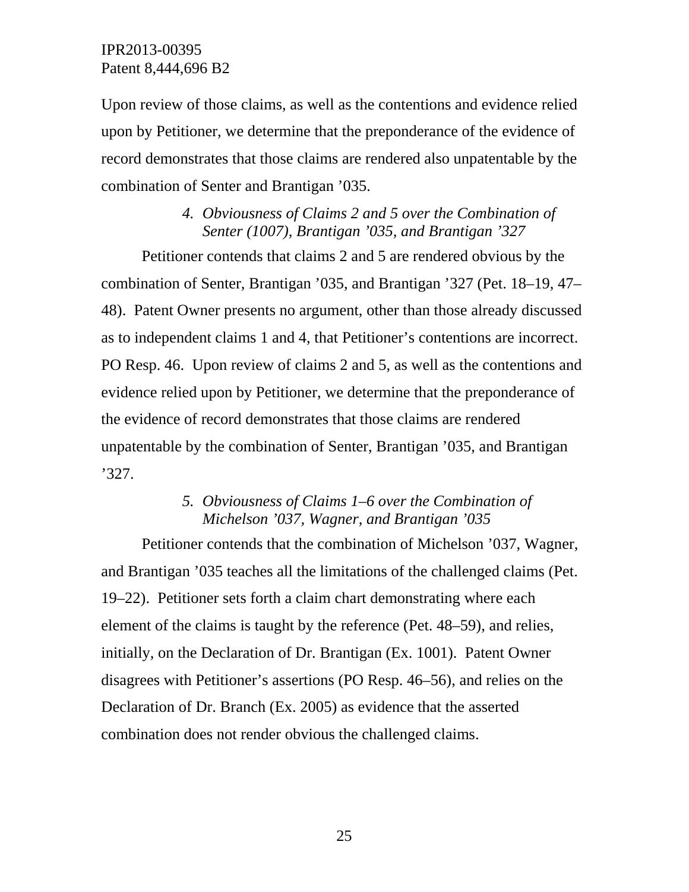Upon review of those claims, as well as the contentions and evidence relied upon by Petitioner, we determine that the preponderance of the evidence of record demonstrates that those claims are rendered also unpatentable by the combination of Senter and Brantigan ’035.

#### *4. Obviousness of Claims 2 and 5 over the Combination of Senter (1007), Brantigan ’035, and Brantigan ’327*

Petitioner contends that claims 2 and 5 are rendered obvious by the combination of Senter, Brantigan ’035, and Brantigan ’327 (Pet. 18–19, 47–48). Patent Owner presents no argument, other than those already discussed as to independent claims 1 and 4, that Petitioner’s contentions are incorrect. PO Resp. 46. Upon review of claims 2 and 5, as well as the contentions and evidence relied upon by Petitioner, we determine that the preponderance of the evidence of record demonstrates that those claims are rendered unpatentable by the combination of Senter, Brantigan ’035, and Brantigan ’327.

#### *5. Obviousness of Claims 1–6 over the Combination of Michelson ’037, Wagner, and Brantigan ’035*

Petitioner contends that the combination of Michelson ’037, Wagner, and Brantigan ’035 teaches all the limitations of the challenged claims (Pet. 19–22). Petitioner sets forth a claim chart demonstrating where each element of the claims is taught by the reference (Pet. 48–59), and relies, initially, on the Declaration of Dr. Brantigan (Ex. 1001). Patent Owner disagrees with Petitioner’s assertions (PO Resp. 46–56), and relies on the Declaration of Dr. Branch (Ex. 2005) as evidence that the asserted combination does not render obvious the challenged claims.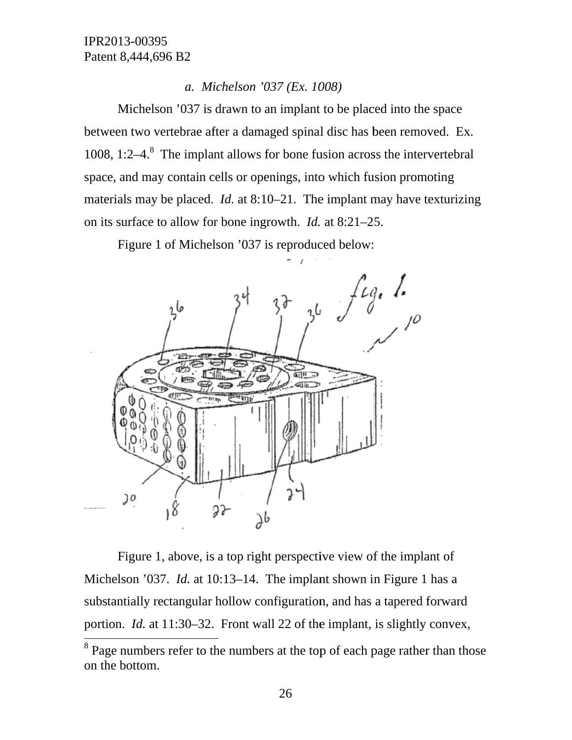### a. *Michelson '037 (Ex. 1008)*

Michelson '037 is drawn to an implant to be placed into the space between two vertebrae after a damaged spinal disc has been removed. Ex. 1008, 1:2–4.[8] The implant allows for bone fusion across the intervertebral space, and may contain cells or openings, into which fusion promoting materials may be placed. *Id.* at 8:10–21. The implant may have texturizing on its surface to allow for bone ingrowth. *Id.* at 8:21–25.

Figure 1 of Michelson '037 is reproduced below:

Figure 1, above, is a top right perspective view of the implant of Michelson '037. *Id.* at 10:13–14. The implant shown in Figure 1 has a substantially rectangular hollow configuration, and has a tapered forward portion. *Id.* at 11:30–32. Front wall 22 of the implant, is slightly convex,

---

[8] Page numbers refer to the numbers at the top of each page rather than those on the bottom.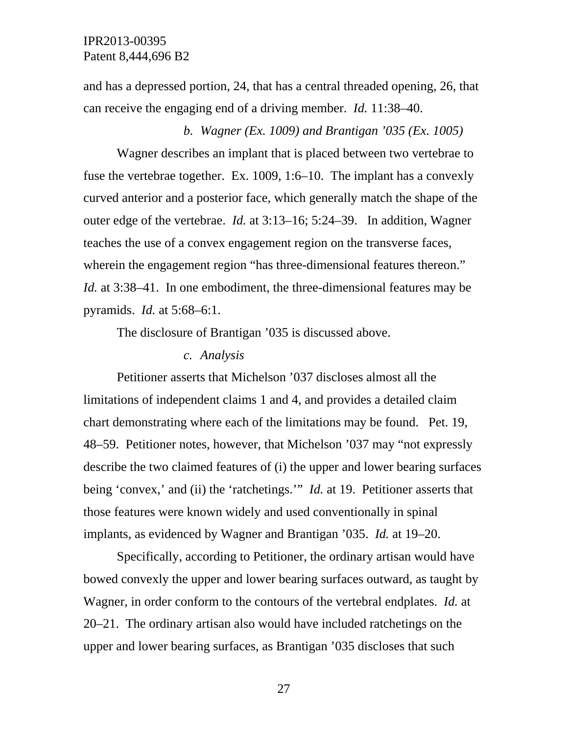and has a depressed portion, 24, that has a central threaded opening, 26, that can receive the engaging end of a driving member. *Id.* 11:38–40.

*b. Wagner (Ex. 1009) and Brantigan '035 (Ex. 1005)*

Wagner describes an implant that is placed between two vertebrae to fuse the vertebrae together. Ex. 1009, 1:6–10. The implant has a convexly curved anterior and a posterior face, which generally match the shape of the outer edge of the vertebrae. *Id.* at 3:13–16; 5:24–39. In addition, Wagner teaches the use of a convex engagement region on the transverse faces, wherein the engagement region "has three-dimensional features thereon." *Id.* at 3:38–41. In one embodiment, the three-dimensional features may be pyramids. *Id.* at 5:68–6:1.

The disclosure of Brantigan '035 is discussed above.

*c. Analysis*

Petitioner asserts that Michelson '037 discloses almost all the limitations of independent claims 1 and 4, and provides a detailed claim chart demonstrating where each of the limitations may be found. Pet. 19, 48–59. Petitioner notes, however, that Michelson '037 may "not expressly describe the two claimed features of (i) the upper and lower bearing surfaces being 'convex,' and (ii) the 'ratchetings.'" *Id.* at 19. Petitioner asserts that those features were known widely and used conventionally in spinal implants, as evidenced by Wagner and Brantigan '035. *Id.* at 19–20.

Specifically, according to Petitioner, the ordinary artisan would have bowed convexly the upper and lower bearing surfaces outward, as taught by Wagner, in order conform to the contours of the vertebral endplates. *Id.* at 20–21. The ordinary artisan also would have included ratchetings on the upper and lower bearing surfaces, as Brantigan '035 discloses that such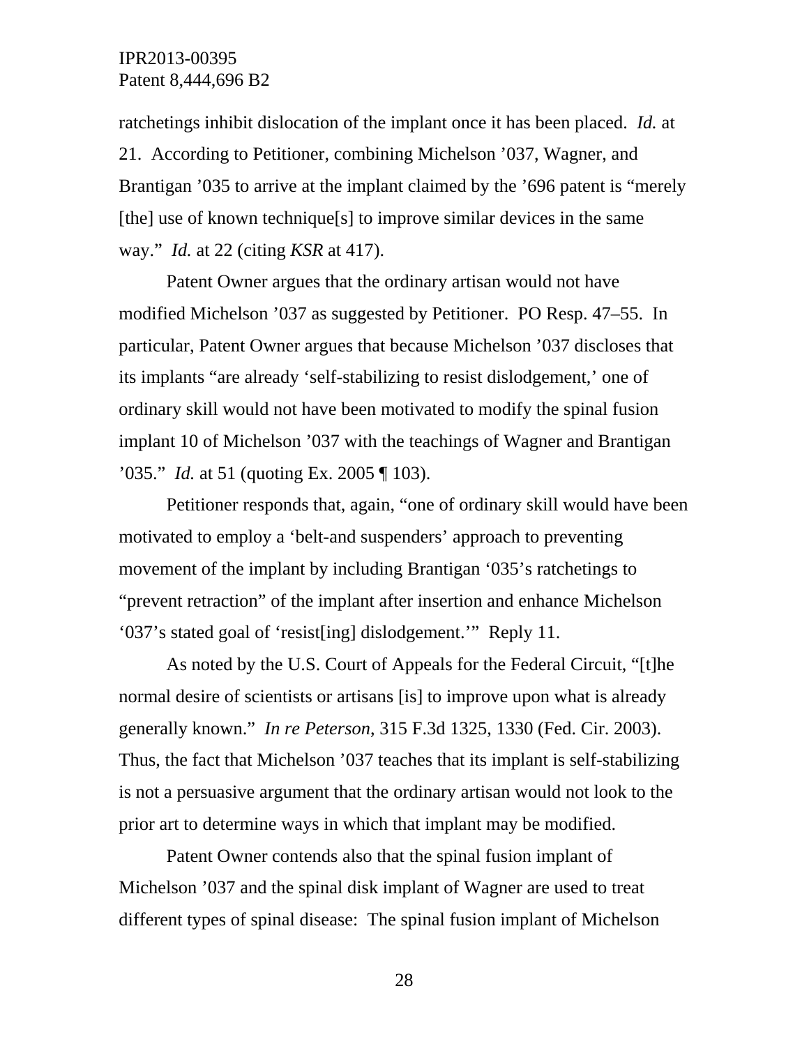ratchetings inhibit dislocation of the implant once it has been placed. *Id.* at 21. According to Petitioner, combining Michelson '037, Wagner, and Brantigan '035 to arrive at the implant claimed by the '696 patent is "merely [the] use of known technique[s] to improve similar devices in the same way." *Id.* at 22 (citing *KSR* at 417).

Patent Owner argues that the ordinary artisan would not have modified Michelson '037 as suggested by Petitioner. PO Resp. 47–55. In particular, Patent Owner argues that because Michelson '037 discloses that its implants "are already 'self-stabilizing to resist dislodgement,' one of ordinary skill would not have been motivated to modify the spinal fusion implant 10 of Michelson '037 with the teachings of Wagner and Brantigan '035." *Id.* at 51 (quoting Ex. 2005 ¶ 103).

Petitioner responds that, again, "one of ordinary skill would have been motivated to employ a 'belt-and suspenders' approach to preventing movement of the implant by including Brantigan '035's ratchetings to "prevent retraction" of the implant after insertion and enhance Michelson '037's stated goal of 'resist[ing] dislodgement.'" Reply 11.

As noted by the U.S. Court of Appeals for the Federal Circuit, "[t]he normal desire of scientists or artisans [is] to improve upon what is already generally known." *In re Peterson*, 315 F.3d 1325, 1330 (Fed. Cir. 2003). Thus, the fact that Michelson '037 teaches that its implant is self-stabilizing is not a persuasive argument that the ordinary artisan would not look to the prior art to determine ways in which that implant may be modified.

Patent Owner contends also that the spinal fusion implant of Michelson '037 and the spinal disk implant of Wagner are used to treat different types of spinal disease: The spinal fusion implant of Michelson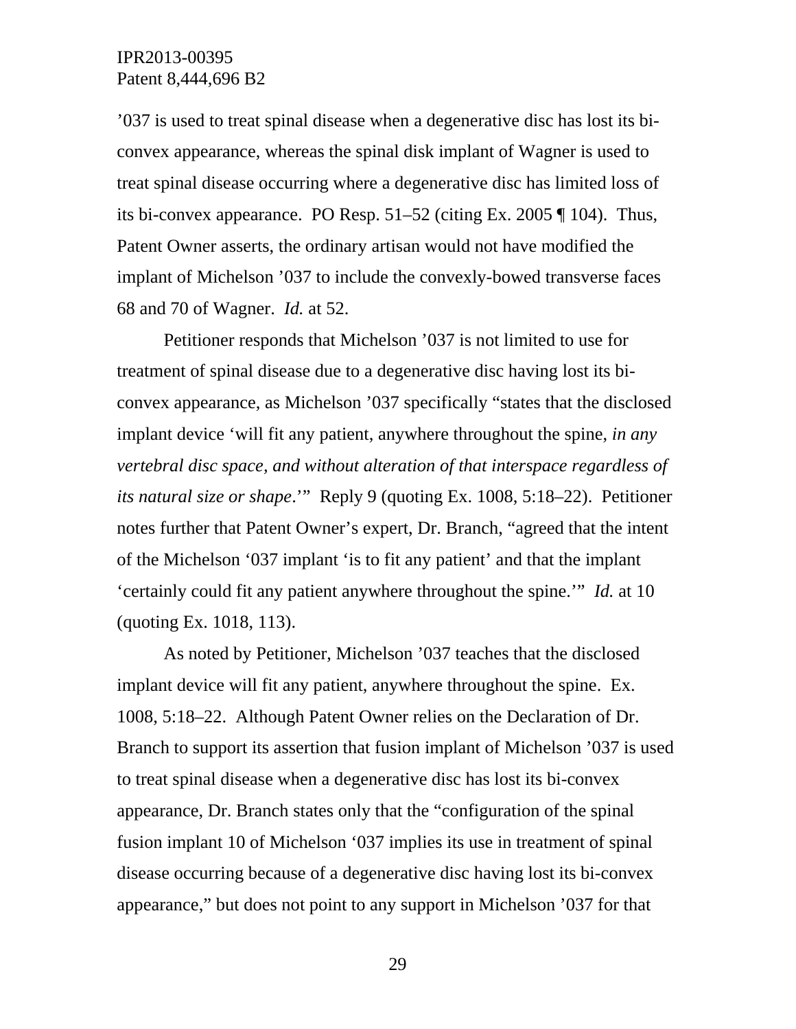’037 is used to treat spinal disease when a degenerative disc has lost its bi-convex appearance, whereas the spinal disk implant of Wagner is used to treat spinal disease occurring where a degenerative disc has limited loss of its bi-convex appearance. PO Resp. 51–52 (citing Ex. 2005 ¶ 104). Thus, Patent Owner asserts, the ordinary artisan would not have modified the implant of Michelson ’037 to include the convexly-bowed transverse faces 68 and 70 of Wagner. *Id.* at 52.

Petitioner responds that Michelson ’037 is not limited to use for treatment of spinal disease due to a degenerative disc having lost its bi-convex appearance, as Michelson ’037 specifically “states that the disclosed implant device ‘will fit any patient, anywhere throughout the spine, *in any vertebral disc space, and without alteration of that interspace regardless of its natural size or shape*.’” Reply 9 (quoting Ex. 1008, 5:18–22). Petitioner notes further that Patent Owner’s expert, Dr. Branch, “agreed that the intent of the Michelson ‘037 implant ‘is to fit any patient’ and that the implant ‘certainly could fit any patient anywhere throughout the spine.’” *Id.* at 10 (quoting Ex. 1018, 113).

As noted by Petitioner, Michelson ’037 teaches that the disclosed implant device will fit any patient, anywhere throughout the spine. Ex. 1008, 5:18–22. Although Patent Owner relies on the Declaration of Dr. Branch to support its assertion that fusion implant of Michelson ’037 is used to treat spinal disease when a degenerative disc has lost its bi-convex appearance, Dr. Branch states only that the “configuration of the spinal fusion implant 10 of Michelson ‘037 implies its use in treatment of spinal disease occurring because of a degenerative disc having lost its bi-convex appearance,” but does not point to any support in Michelson ’037 for that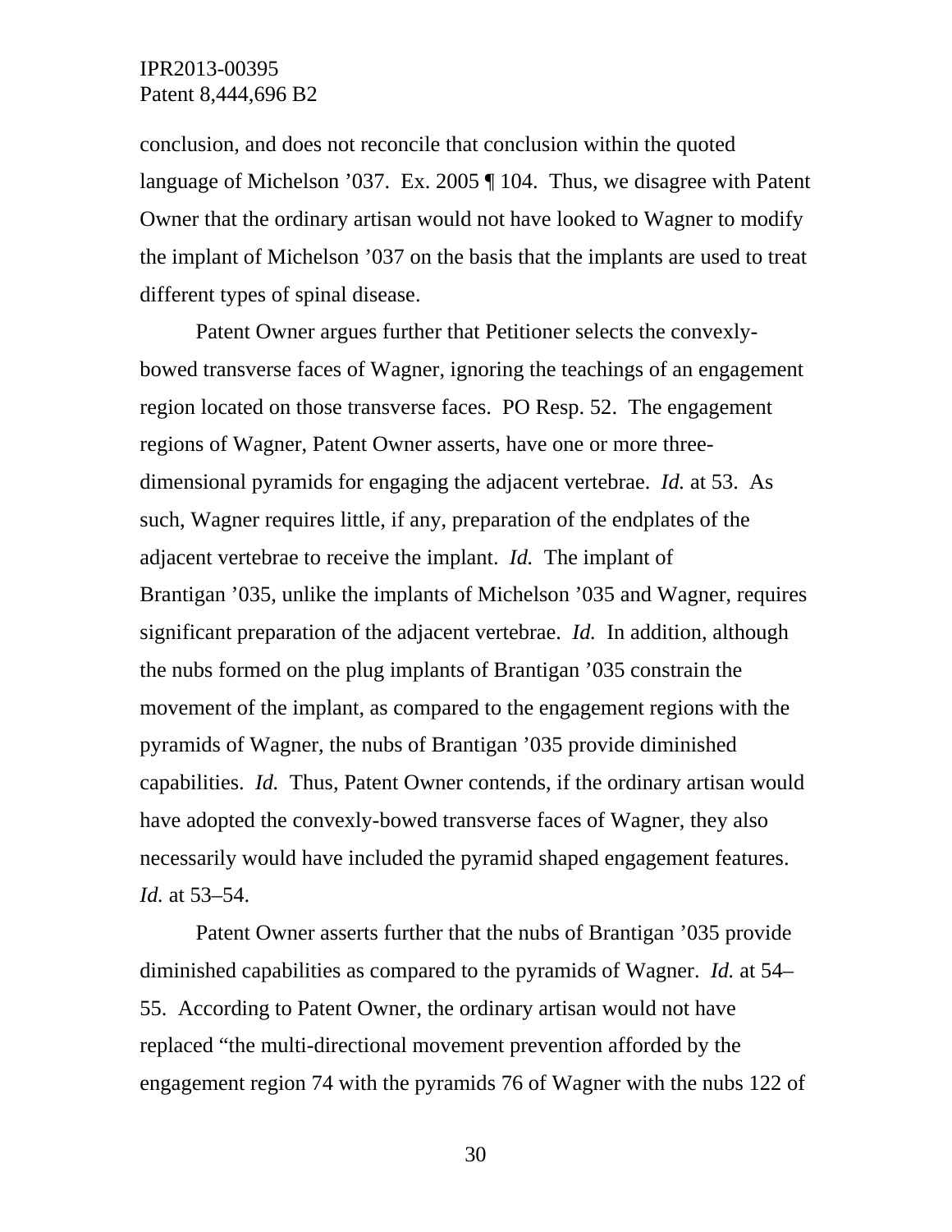conclusion, and does not reconcile that conclusion within the quoted language of Michelson ’037. Ex. 2005 ¶ 104. Thus, we disagree with Patent Owner that the ordinary artisan would not have looked to Wagner to modify the implant of Michelson ’037 on the basis that the implants are used to treat different types of spinal disease.

Patent Owner argues further that Petitioner selects the convexly-bowed transverse faces of Wagner, ignoring the teachings of an engagement region located on those transverse faces. PO Resp. 52. The engagement regions of Wagner, Patent Owner asserts, have one or more three-dimensional pyramids for engaging the adjacent vertebrae. *Id.* at 53. As such, Wagner requires little, if any, preparation of the endplates of the adjacent vertebrae to receive the implant. *Id.* The implant of Brantigan ’035, unlike the implants of Michelson ’035 and Wagner, requires significant preparation of the adjacent vertebrae. *Id.* In addition, although the nubs formed on the plug implants of Brantigan ’035 constrain the movement of the implant, as compared to the engagement regions with the pyramids of Wagner, the nubs of Brantigan ’035 provide diminished capabilities. *Id.* Thus, Patent Owner contends, if the ordinary artisan would have adopted the convexly-bowed transverse faces of Wagner, they also necessarily would have included the pyramid shaped engagement features. *Id.* at 53–54.

Patent Owner asserts further that the nubs of Brantigan ’035 provide diminished capabilities as compared to the pyramids of Wagner. *Id.* at 54–55. According to Patent Owner, the ordinary artisan would not have replaced “the multi-directional movement prevention afforded by the engagement region 74 with the pyramids 76 of Wagner with the nubs 122 of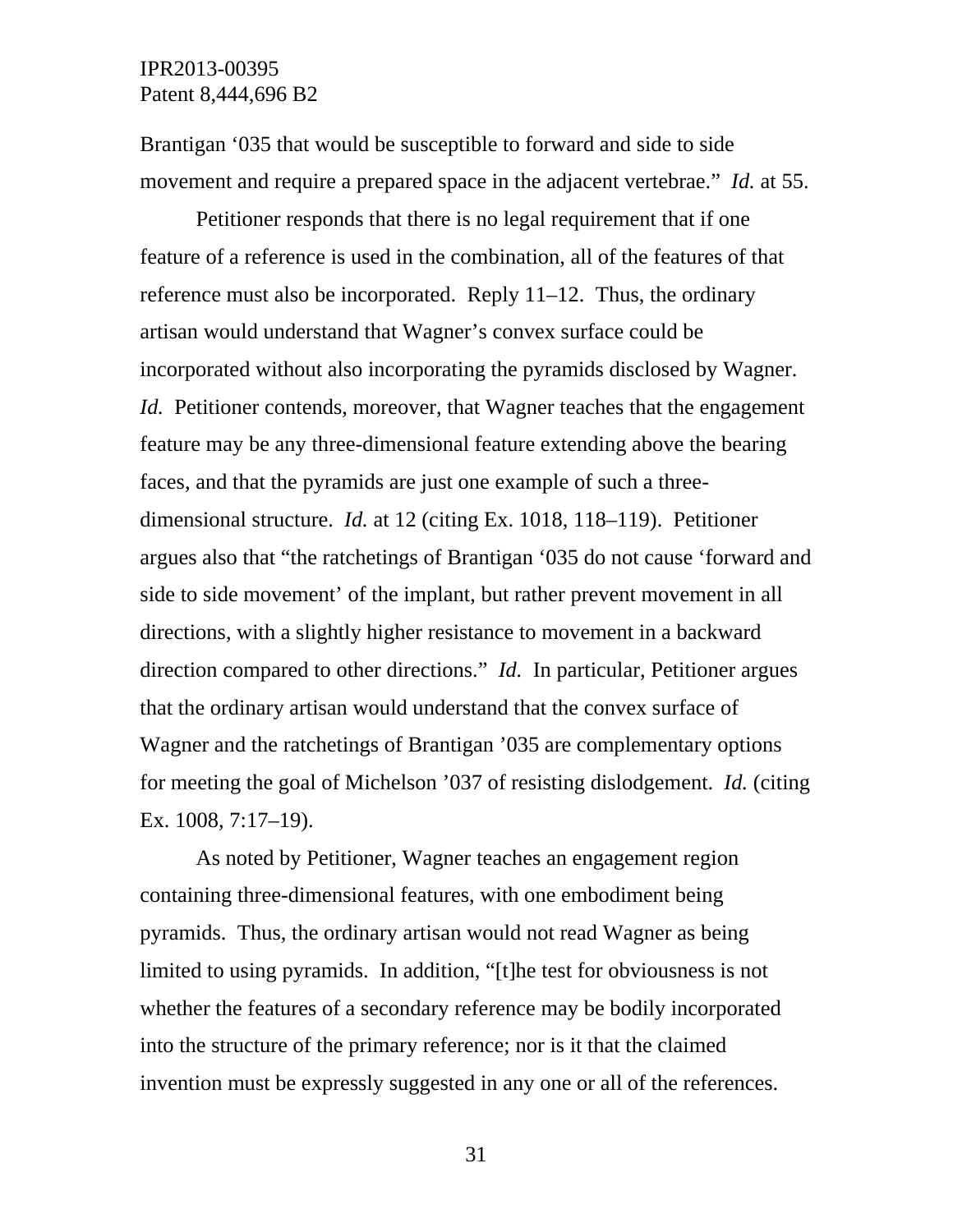Brantigan ‘035 that would be susceptible to forward and side to side movement and require a prepared space in the adjacent vertebrae.” *Id.* at 55.

Petitioner responds that there is no legal requirement that if one feature of a reference is used in the combination, all of the features of that reference must also be incorporated. Reply 11–12. Thus, the ordinary artisan would understand that Wagner’s convex surface could be incorporated without also incorporating the pyramids disclosed by Wagner. *Id.* Petitioner contends, moreover, that Wagner teaches that the engagement feature may be any three-dimensional feature extending above the bearing faces, and that the pyramids are just one example of such a three-dimensional structure. *Id.* at 12 (citing Ex. 1018, 118–119). Petitioner argues also that “the ratchetings of Brantigan ‘035 do not cause ‘forward and side to side movement’ of the implant, but rather prevent movement in all directions, with a slightly higher resistance to movement in a backward direction compared to other directions.” *Id.* In particular, Petitioner argues that the ordinary artisan would understand that the convex surface of Wagner and the ratchetings of Brantigan ’035 are complementary options for meeting the goal of Michelson ’037 of resisting dislodgement. *Id.* (citing Ex. 1008, 7:17–19).

As noted by Petitioner, Wagner teaches an engagement region containing three-dimensional features, with one embodiment being pyramids. Thus, the ordinary artisan would not read Wagner as being limited to using pyramids. In addition, “[t]he test for obviousness is not whether the features of a secondary reference may be bodily incorporated into the structure of the primary reference; nor is it that the claimed invention must be expressly suggested in any one or all of the references.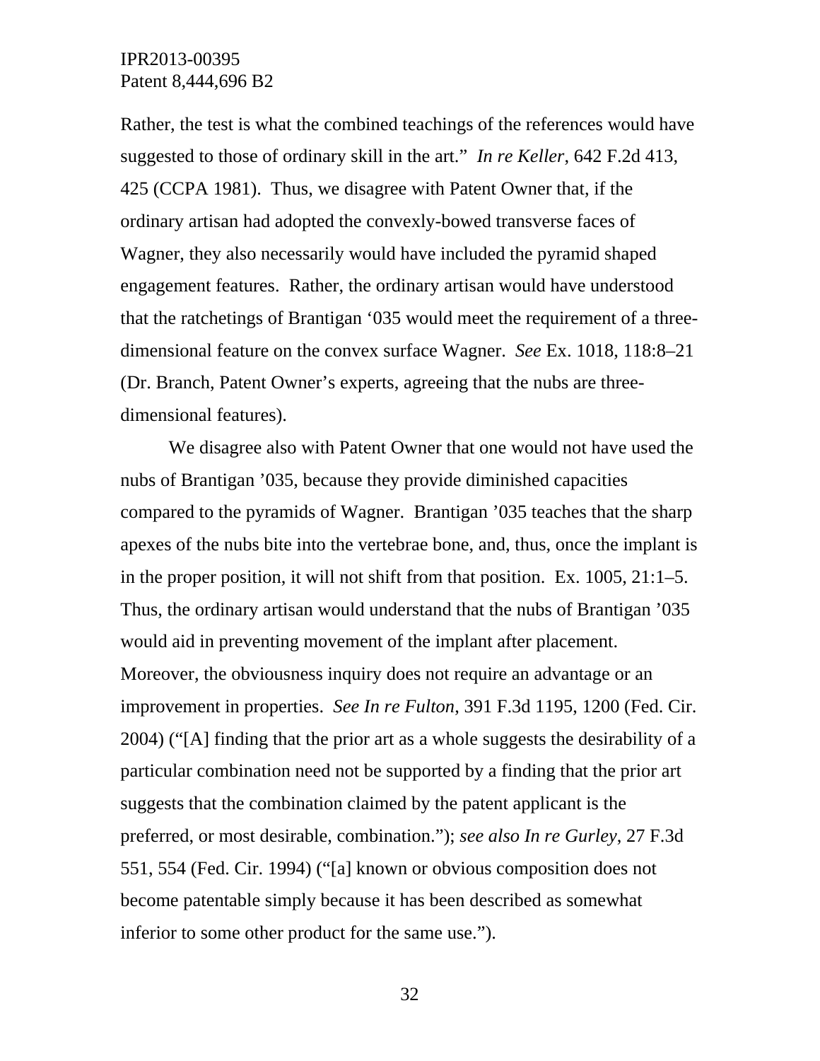Rather, the test is what the combined teachings of the references would have suggested to those of ordinary skill in the art." *In re Keller*, 642 F.2d 413, 425 (CCPA 1981). Thus, we disagree with Patent Owner that, if the ordinary artisan had adopted the convexly-bowed transverse faces of Wagner, they also necessarily would have included the pyramid shaped engagement features. Rather, the ordinary artisan would have understood that the ratchetings of Brantigan '035 would meet the requirement of a three-dimensional feature on the convex surface Wagner. *See* Ex. 1018, 118:8–21 (Dr. Branch, Patent Owner's experts, agreeing that the nubs are three-dimensional features).

We disagree also with Patent Owner that one would not have used the nubs of Brantigan '035, because they provide diminished capacities compared to the pyramids of Wagner. Brantigan '035 teaches that the sharp apexes of the nubs bite into the vertebrae bone, and, thus, once the implant is in the proper position, it will not shift from that position. Ex. 1005, 21:1–5. Thus, the ordinary artisan would understand that the nubs of Brantigan '035 would aid in preventing movement of the implant after placement. Moreover, the obviousness inquiry does not require an advantage or an improvement in properties. *See In re Fulton*, 391 F.3d 1195, 1200 (Fed. Cir. 2004) ("[A] finding that the prior art as a whole suggests the desirability of a particular combination need not be supported by a finding that the prior art suggests that the combination claimed by the patent applicant is the preferred, or most desirable, combination."); *see also In re Gurley*, 27 F.3d 551, 554 (Fed. Cir. 1994) ("[a] known or obvious composition does not become patentable simply because it has been described as somewhat inferior to some other product for the same use.").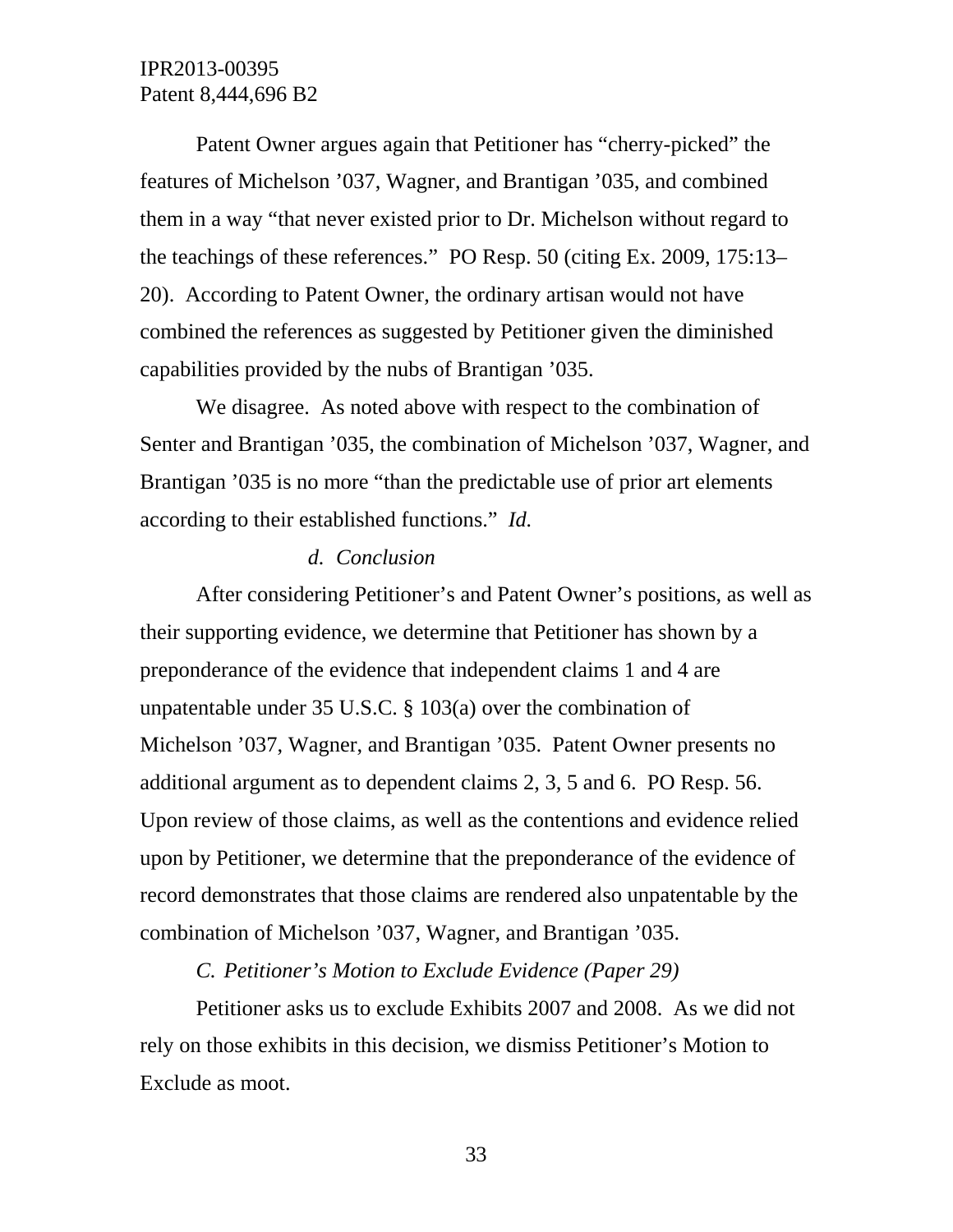Patent Owner argues again that Petitioner has "cherry-picked" the features of Michelson '037, Wagner, and Brantigan '035, and combined them in a way "that never existed prior to Dr. Michelson without regard to the teachings of these references." PO Resp. 50 (citing Ex. 2009, 175:13–20). According to Patent Owner, the ordinary artisan would not have combined the references as suggested by Petitioner given the diminished capabilities provided by the nubs of Brantigan '035.

We disagree. As noted above with respect to the combination of Senter and Brantigan '035, the combination of Michelson '037, Wagner, and Brantigan '035 is no more "than the predictable use of prior art elements according to their established functions." *Id.*

*d. Conclusion*

After considering Petitioner's and Patent Owner's positions, as well as their supporting evidence, we determine that Petitioner has shown by a preponderance of the evidence that independent claims 1 and 4 are unpatentable under 35 U.S.C. § 103(a) over the combination of Michelson '037, Wagner, and Brantigan '035. Patent Owner presents no additional argument as to dependent claims 2, 3, 5 and 6. PO Resp. 56. Upon review of those claims, as well as the contentions and evidence relied upon by Petitioner, we determine that the preponderance of the evidence of record demonstrates that those claims are rendered also unpatentable by the combination of Michelson '037, Wagner, and Brantigan '035.

*C. Petitioner's Motion to Exclude Evidence (Paper 29)*

Petitioner asks us to exclude Exhibits 2007 and 2008. As we did not rely on those exhibits in this decision, we dismiss Petitioner's Motion to Exclude as moot.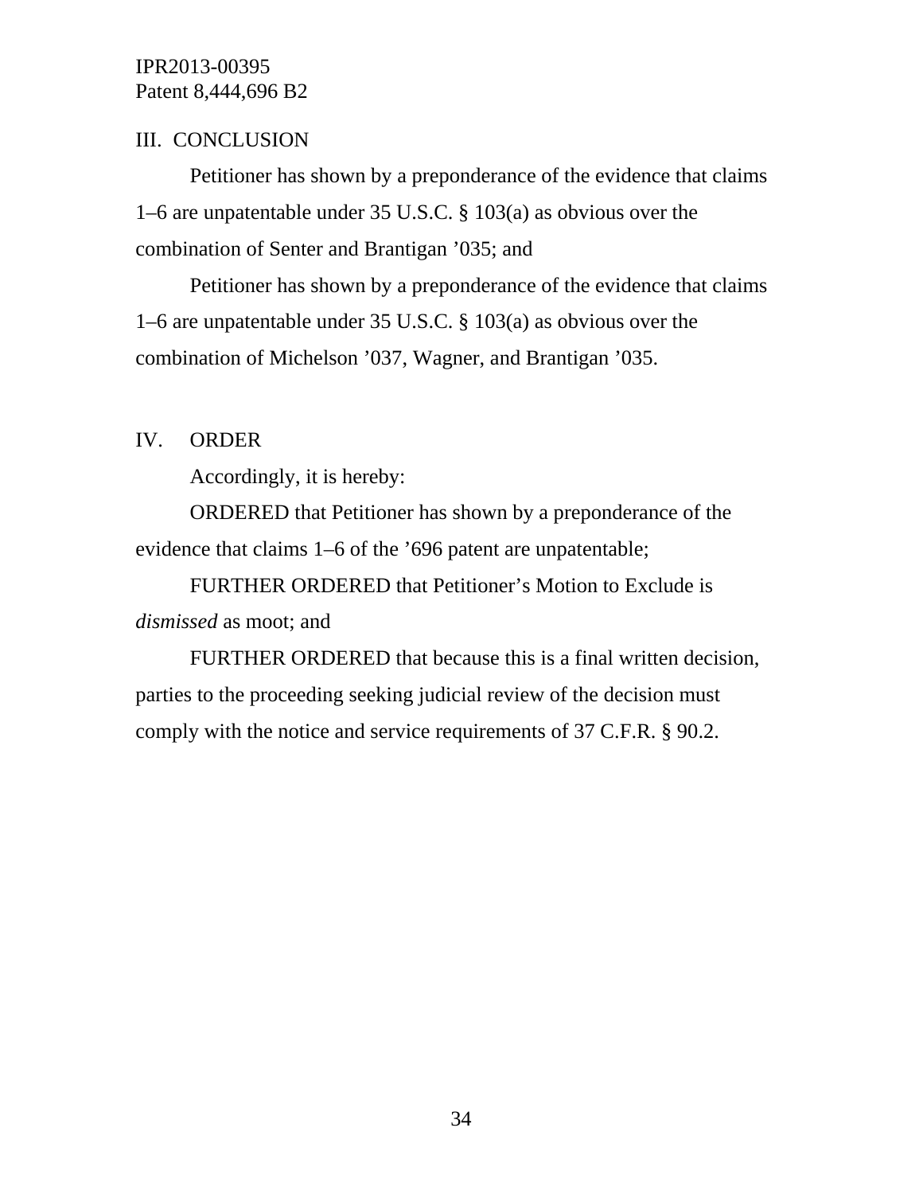## III. CONCLUSION

Petitioner has shown by a preponderance of the evidence that claims 1–6 are unpatentable under 35 U.S.C. § 103(a) as obvious over the combination of Senter and Brantigan ’035; and

Petitioner has shown by a preponderance of the evidence that claims 1–6 are unpatentable under 35 U.S.C. § 103(a) as obvious over the combination of Michelson ’037, Wagner, and Brantigan ’035.

## IV. ORDER

Accordingly, it is hereby:

ORDERED that Petitioner has shown by a preponderance of the evidence that claims 1–6 of the ’696 patent are unpatentable;

FURTHER ORDERED that Petitioner’s Motion to Exclude is *dismissed* as moot; and

FURTHER ORDERED that because this is a final written decision, parties to the proceeding seeking judicial review of the decision must comply with the notice and service requirements of 37 C.F.R. § 90.2.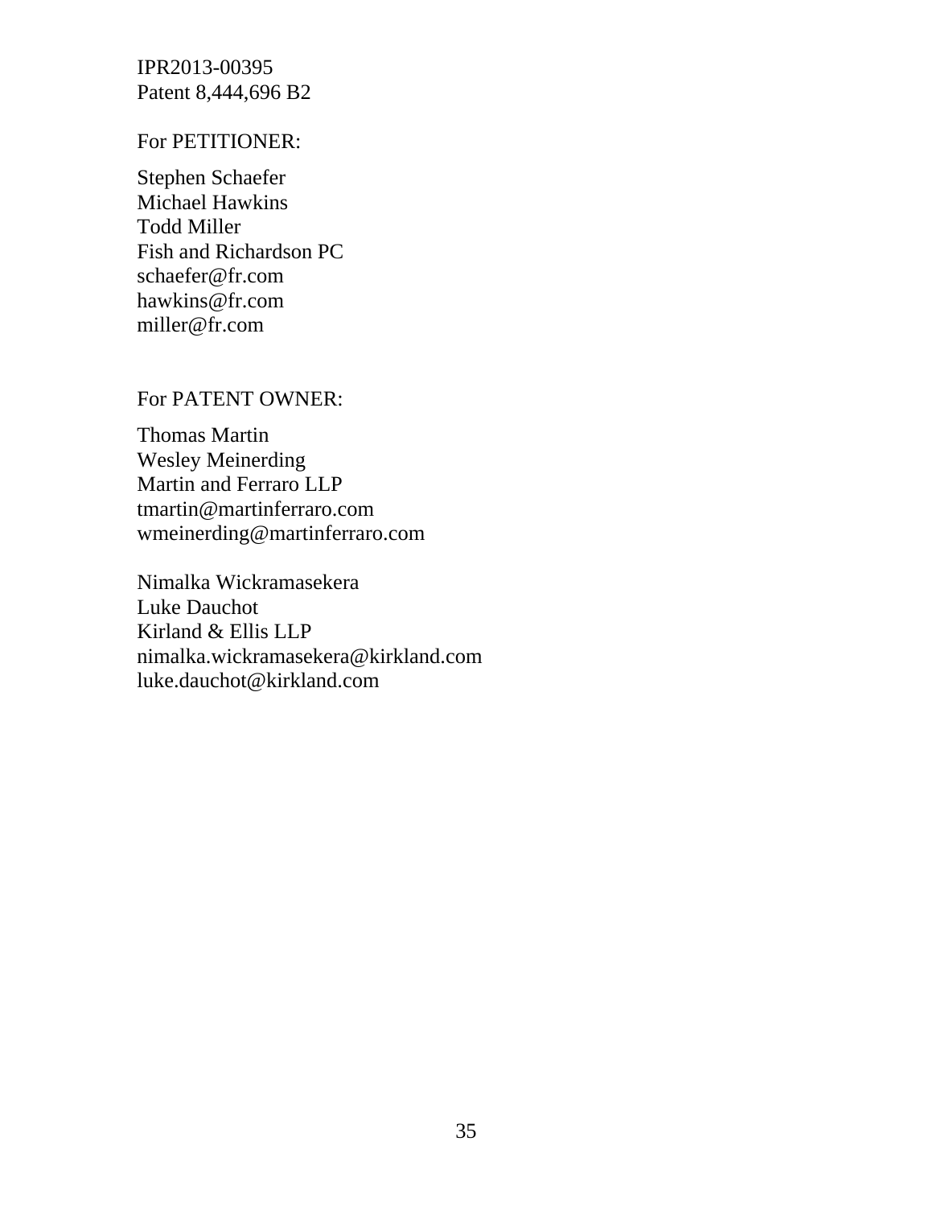For PETITIONER:

Stephen Schaefer
Michael Hawkins
Todd Miller
Fish and Richardson PC
schaefer@fr.com
hawkins@fr.com
miller@fr.com

For PATENT OWNER:

Thomas Martin
Wesley Meinerding
Martin and Ferraro LLP
tmartin@martinferraro.com
wmeinerding@martinferraro.com

Nimalka Wickramasekera
Luke Dauchot
Kirland & Ellis LLP
nimalka.wickramasekera@kirkland.com
luke.dauchot@kirkland.com